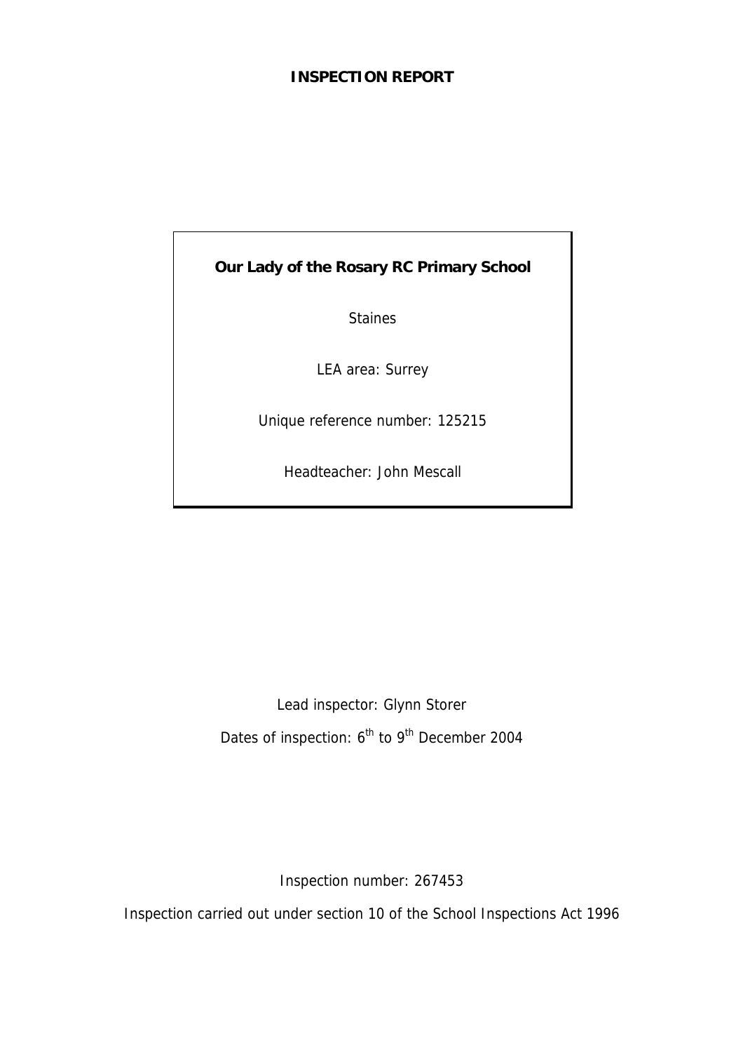# INSPECTION REPORT

**Our Lady of the Rosary RC Primary School**

Staines

LEA area: Surrey

Unique reference number: 125215

Headteacher: John Mescall

Lead inspector: Glynn Storer

Dates of inspection: 6th to 9th December 2004

Inspection number: 267453

Inspection carried out under section 10 of the School Inspections Act 1996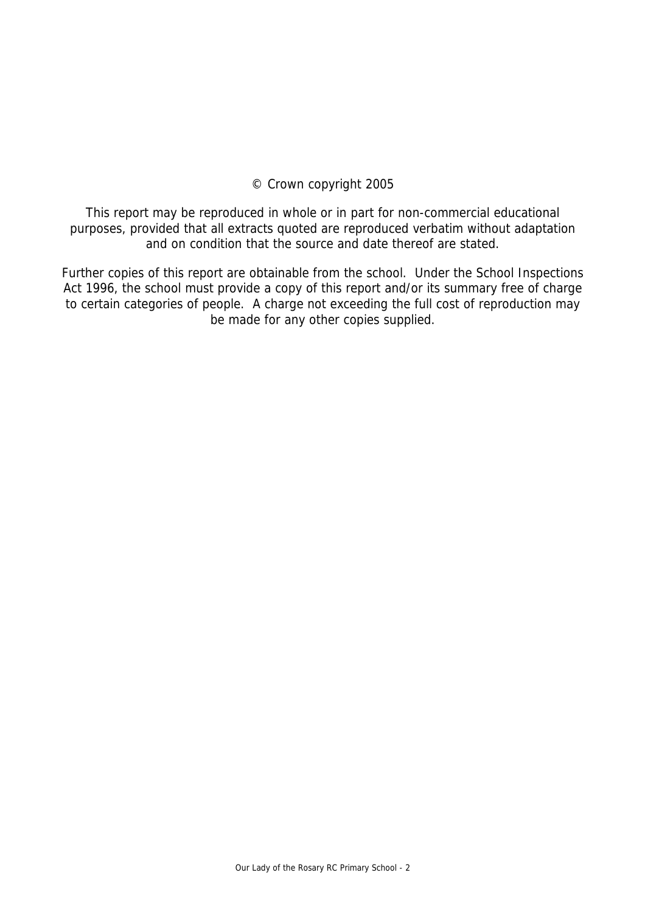© Crown copyright 2005

This report may be reproduced in whole or in part for non-commercial educational purposes, provided that all extracts quoted are reproduced verbatim without adaptation and on condition that the source and date thereof are stated.

Further copies of this report are obtainable from the school. Under the School Inspections Act 1996, the school must provide a copy of this report and/or its summary free of charge to certain categories of people. A charge not exceeding the full cost of reproduction may be made for any other copies supplied.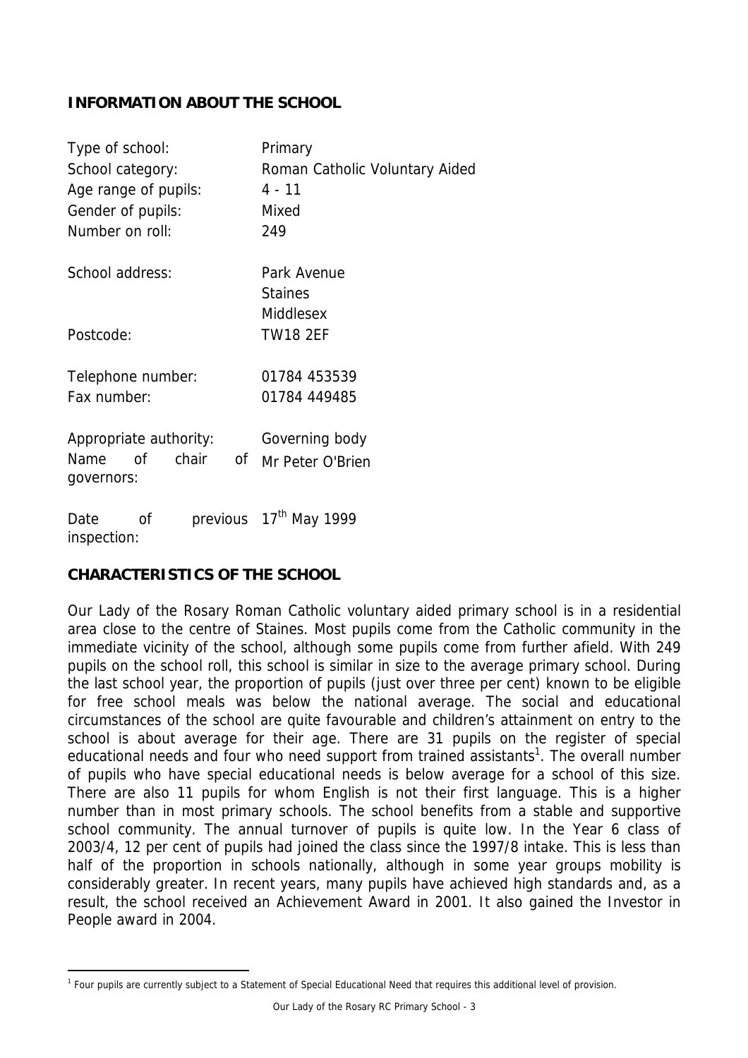## INFORMATION ABOUT THE SCHOOL

| | |
|---|---|
| Type of school: | Primary |
| School category: | Roman Catholic Voluntary Aided |
| Age range of pupils: | 4 - 11 |
| Gender of pupils: | Mixed |
| Number on roll: | 249 |
| School address: | Park Avenue<br>Staines<br>Middlesex |
| Postcode: | TW18 2EF |
| Telephone number: | 01784 453539 |
| Fax number: | 01784 449485 |
| Appropriate authority: | Governing body |
| Name of chair of governors: | Mr Peter O'Brien |
| Date of previous inspection: | 17th May 1999 |

## CHARACTERISTICS OF THE SCHOOL

Our Lady of the Rosary Roman Catholic voluntary aided primary school is in a residential area close to the centre of Staines. Most pupils come from the Catholic community in the immediate vicinity of the school, although some pupils come from further afield. With 249 pupils on the school roll, this school is similar in size to the average primary school. During the last school year, the proportion of pupils (just over three per cent) known to be eligible for free school meals was below the national average. The social and educational circumstances of the school are quite favourable and children's attainment on entry to the school is about average for their age. There are 31 pupils on the register of special educational needs and four who need support from trained assistants[1]. The overall number of pupils who have special educational needs is below average for a school of this size. There are also 11 pupils for whom English is not their first language. This is a higher number than in most primary schools. The school benefits from a stable and supportive school community. The annual turnover of pupils is quite low. In the Year 6 class of 2003/4, 12 per cent of pupils had joined the class since the 1997/8 intake. This is less than half of the proportion in schools nationally, although in some year groups mobility is considerably greater. In recent years, many pupils have achieved high standards and, as a result, the school received an Achievement Award in 2001. It also gained the Investor in People award in 2004.

[1] Four pupils are currently subject to a Statement of Special Educational Need that requires this additional level of provision.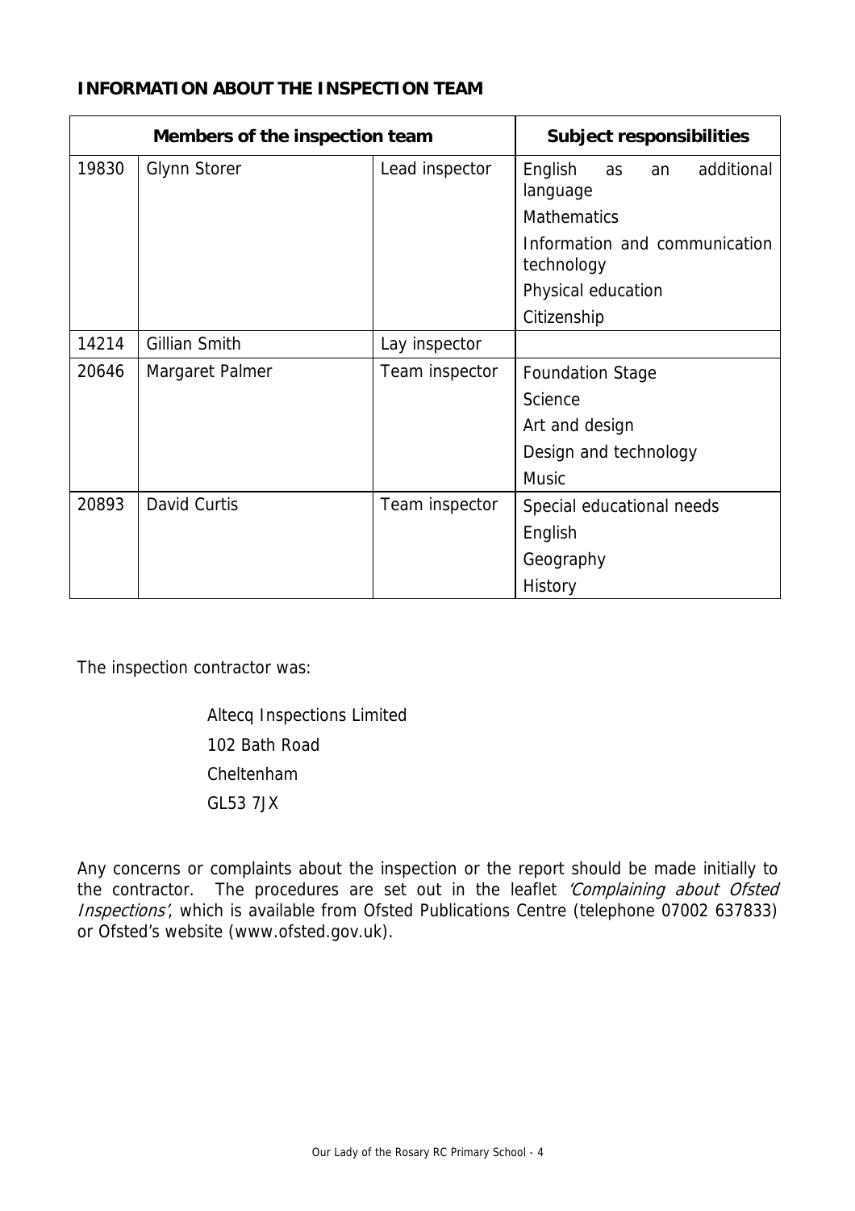**INFORMATION ABOUT THE INSPECTION TEAM**

| Members of the inspection team | | | Subject responsibilities |
|---|---|---|---|
| 19830 | Glynn Storer | Lead inspector | English as an additional language<br>Mathematics<br>Information and communication technology<br>Physical education<br>Citizenship |
| 14214 | Gillian Smith | Lay inspector | |
| 20646 | Margaret Palmer | Team inspector | Foundation Stage<br>Science<br>Art and design<br>Design and technology<br>Music |
| 20893 | David Curtis | Team inspector | Special educational needs<br>English<br>Geography<br>History |

The inspection contractor was:

Altecq Inspections Limited
102 Bath Road
Cheltenham
GL53 7JX

Any concerns or complaints about the inspection or the report should be made initially to the contractor. The procedures are set out in the leaflet *'Complaining about Ofsted Inspections'*, which is available from Ofsted Publications Centre (telephone 07002 637833) or Ofsted's website (www.ofsted.gov.uk).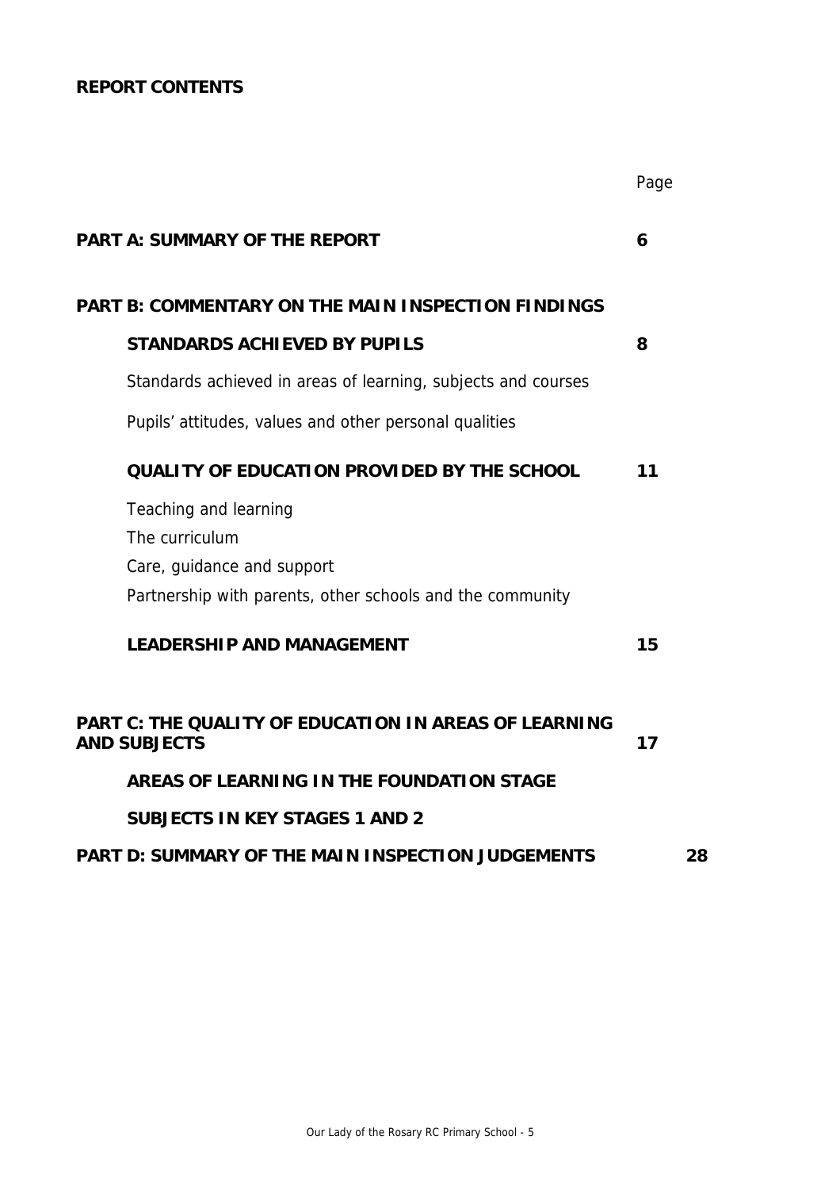**REPORT CONTENTS**

| | Page |
|---|---|
| **PART A: SUMMARY OF THE REPORT** | **6** |
| **PART B: COMMENTARY ON THE MAIN INSPECTION FINDINGS** | |
| **STANDARDS ACHIEVED BY PUPILS** | **8** |
| Standards achieved in areas of learning, subjects and courses | |
| Pupils' attitudes, values and other personal qualities | |
| **QUALITY OF EDUCATION PROVIDED BY THE SCHOOL** | **11** |
| Teaching and learning | |
| The curriculum | |
| Care, guidance and support | |
| Partnership with parents, other schools and the community | |
| **LEADERSHIP AND MANAGEMENT** | **15** |
| **PART C: THE QUALITY OF EDUCATION IN AREAS OF LEARNING AND SUBJECTS** | **17** |
| **AREAS OF LEARNING IN THE FOUNDATION STAGE** | |
| **SUBJECTS IN KEY STAGES 1 AND 2** | |
| **PART D: SUMMARY OF THE MAIN INSPECTION JUDGEMENTS** | **28** |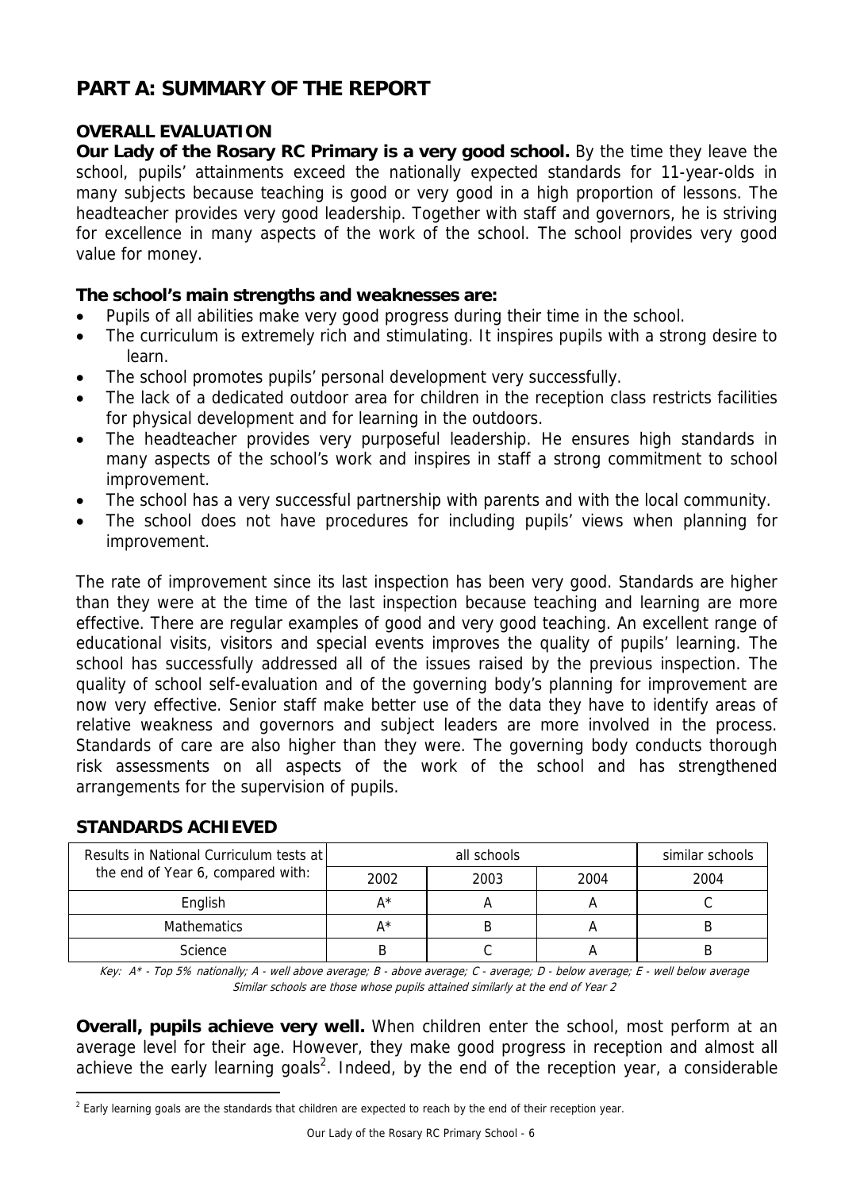# PART A: SUMMARY OF THE REPORT

## OVERALL EVALUATION

**Our Lady of the Rosary RC Primary is a very good school.** By the time they leave the school, pupils' attainments exceed the nationally expected standards for 11-year-olds in many subjects because teaching is good or very good in a high proportion of lessons. The headteacher provides very good leadership. Together with staff and governors, he is striving for excellence in many aspects of the work of the school. The school provides very good value for money.

**The school's main strengths and weaknesses are:**

- Pupils of all abilities make very good progress during their time in the school.
- The curriculum is extremely rich and stimulating. It inspires pupils with a strong desire to learn.
- The school promotes pupils' personal development very successfully.
- The lack of a dedicated outdoor area for children in the reception class restricts facilities for physical development and for learning in the outdoors.
- The headteacher provides very purposeful leadership. He ensures high standards in many aspects of the school's work and inspires in staff a strong commitment to school improvement.
- The school has a very successful partnership with parents and with the local community.
- The school does not have procedures for including pupils' views when planning for improvement.

The rate of improvement since its last inspection has been very good. Standards are higher than they were at the time of the last inspection because teaching and learning are more effective. There are regular examples of good and very good teaching. An excellent range of educational visits, visitors and special events improves the quality of pupils' learning. The school has successfully addressed all of the issues raised by the previous inspection. The quality of school self-evaluation and of the governing body's planning for improvement are now very effective. Senior staff make better use of the data they have to identify areas of relative weakness and governors and subject leaders are more involved in the process. Standards of care are also higher than they were. The governing body conducts thorough risk assessments on all aspects of the work of the school and has strengthened arrangements for the supervision of pupils.

## STANDARDS ACHIEVED

| Results in National Curriculum tests at the end of Year 6, compared with: | all schools | | | similar schools |
|---|---|---|---|---|
| | 2002 | 2003 | 2004 | 2004 |
| English | A* | A | A | C |
| Mathematics | A* | B | A | B |
| Science | B | C | A | B |

*Key: A* - Top 5% nationally; A - well above average; B - above average; C - average; D - below average; E - well below average*
*Similar schools are those whose pupils attained similarly at the end of Year 2*

**Overall, pupils achieve very well.** When children enter the school, most perform at an average level for their age. However, they make good progress in reception and almost all achieve the early learning goals[2]. Indeed, by the end of the reception year, a considerable

[2] Early learning goals are the standards that children are expected to reach by the end of their reception year.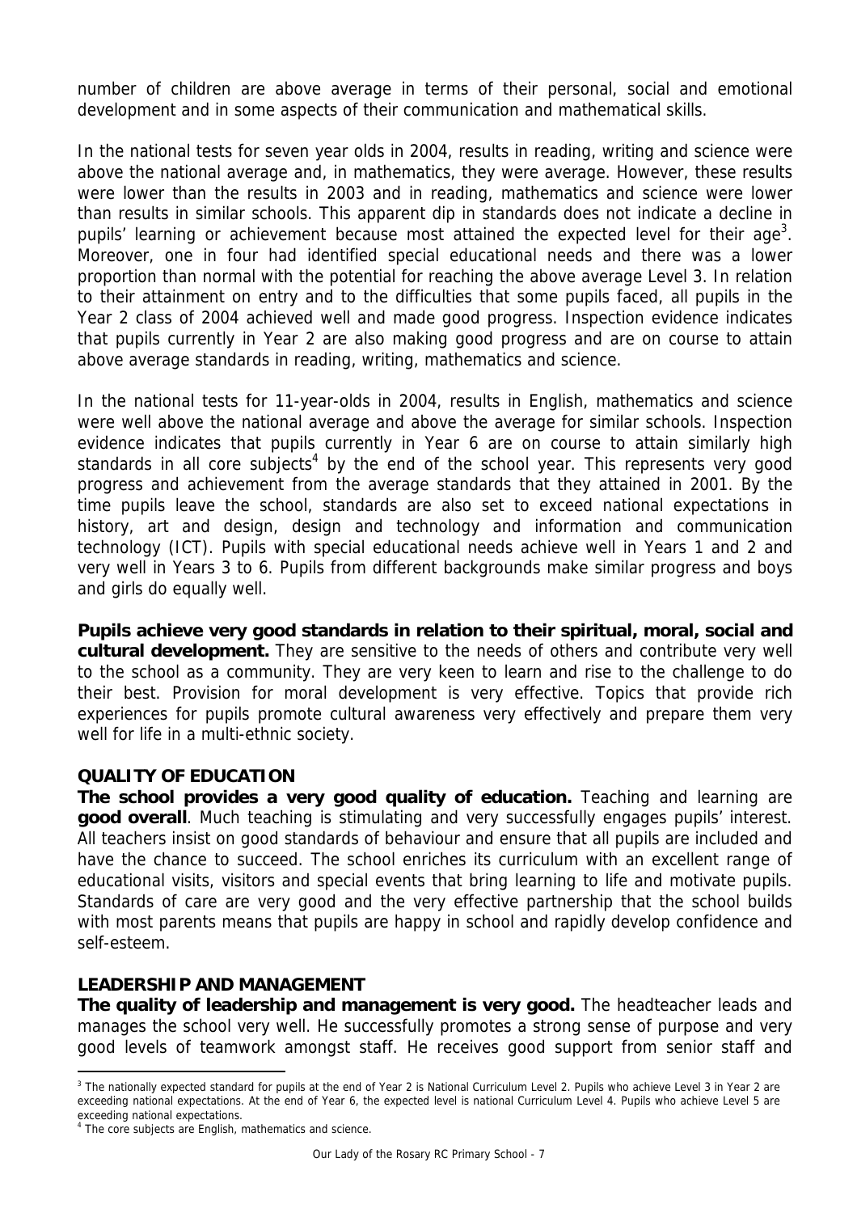number of children are above average in terms of their personal, social and emotional development and in some aspects of their communication and mathematical skills.

In the national tests for seven year olds in 2004, results in reading, writing and science were above the national average and, in mathematics, they were average. However, these results were lower than the results in 2003 and in reading, mathematics and science were lower than results in similar schools. This apparent dip in standards does not indicate a decline in pupils' learning or achievement because most attained the expected level for their age[3]. Moreover, one in four had identified special educational needs and there was a lower proportion than normal with the potential for reaching the above average Level 3. In relation to their attainment on entry and to the difficulties that some pupils faced, all pupils in the Year 2 class of 2004 achieved well and made good progress. Inspection evidence indicates that pupils currently in Year 2 are also making good progress and are on course to attain above average standards in reading, writing, mathematics and science.

In the national tests for 11-year-olds in 2004, results in English, mathematics and science were well above the national average and above the average for similar schools. Inspection evidence indicates that pupils currently in Year 6 are on course to attain similarly high standards in all core subjects[4] by the end of the school year. This represents very good progress and achievement from the average standards that they attained in 2001. By the time pupils leave the school, standards are also set to exceed national expectations in history, art and design, design and technology and information and communication technology (ICT). Pupils with special educational needs achieve well in Years 1 and 2 and very well in Years 3 to 6. Pupils from different backgrounds make similar progress and boys and girls do equally well.

**Pupils achieve very good standards in relation to their spiritual, moral, social and cultural development.** They are sensitive to the needs of others and contribute very well to the school as a community. They are very keen to learn and rise to the challenge to do their best. Provision for moral development is very effective. Topics that provide rich experiences for pupils promote cultural awareness very effectively and prepare them very well for life in a multi-ethnic society.

## QUALITY OF EDUCATION

**The school provides a very good quality of education.** Teaching and learning are **good overall**. Much teaching is stimulating and very successfully engages pupils' interest. All teachers insist on good standards of behaviour and ensure that all pupils are included and have the chance to succeed. The school enriches its curriculum with an excellent range of educational visits, visitors and special events that bring learning to life and motivate pupils. Standards of care are very good and the very effective partnership that the school builds with most parents means that pupils are happy in school and rapidly develop confidence and self-esteem.

## LEADERSHIP AND MANAGEMENT

**The quality of leadership and management is very good.** The headteacher leads and manages the school very well. He successfully promotes a strong sense of purpose and very good levels of teamwork amongst staff. He receives good support from senior staff and

---

[3] The nationally expected standard for pupils at the end of Year 2 is National Curriculum Level 2. Pupils who achieve Level 3 in Year 2 are exceeding national expectations. At the end of Year 6, the expected level is national Curriculum Level 4. Pupils who achieve Level 5 are exceeding national expectations.

[4] The core subjects are English, mathematics and science.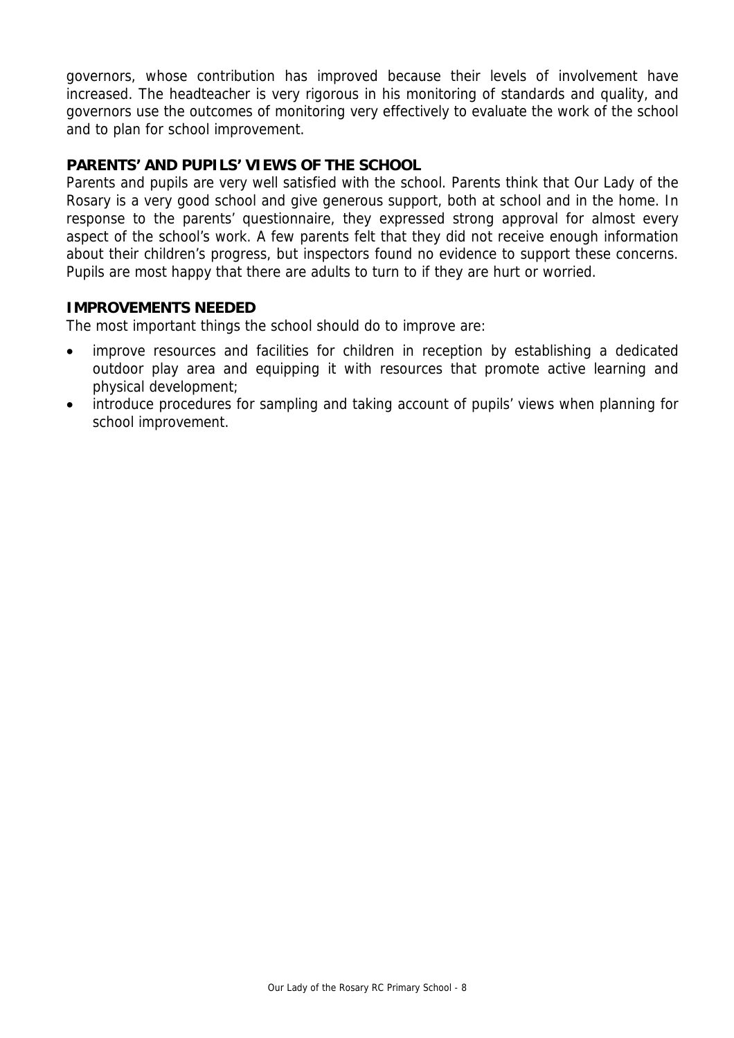governors, whose contribution has improved because their levels of involvement have increased. The headteacher is very rigorous in his monitoring of standards and quality, and governors use the outcomes of monitoring very effectively to evaluate the work of the school and to plan for school improvement.

**PARENTS' AND PUPILS' VIEWS OF THE SCHOOL**

Parents and pupils are very well satisfied with the school. Parents think that Our Lady of the Rosary is a very good school and give generous support, both at school and in the home. In response to the parents' questionnaire, they expressed strong approval for almost every aspect of the school's work. A few parents felt that they did not receive enough information about their children's progress, but inspectors found no evidence to support these concerns. Pupils are most happy that there are adults to turn to if they are hurt or worried.

**IMPROVEMENTS NEEDED**

The most important things the school should do to improve are:

- improve resources and facilities for children in reception by establishing a dedicated outdoor play area and equipping it with resources that promote active learning and physical development;
- introduce procedures for sampling and taking account of pupils' views when planning for school improvement.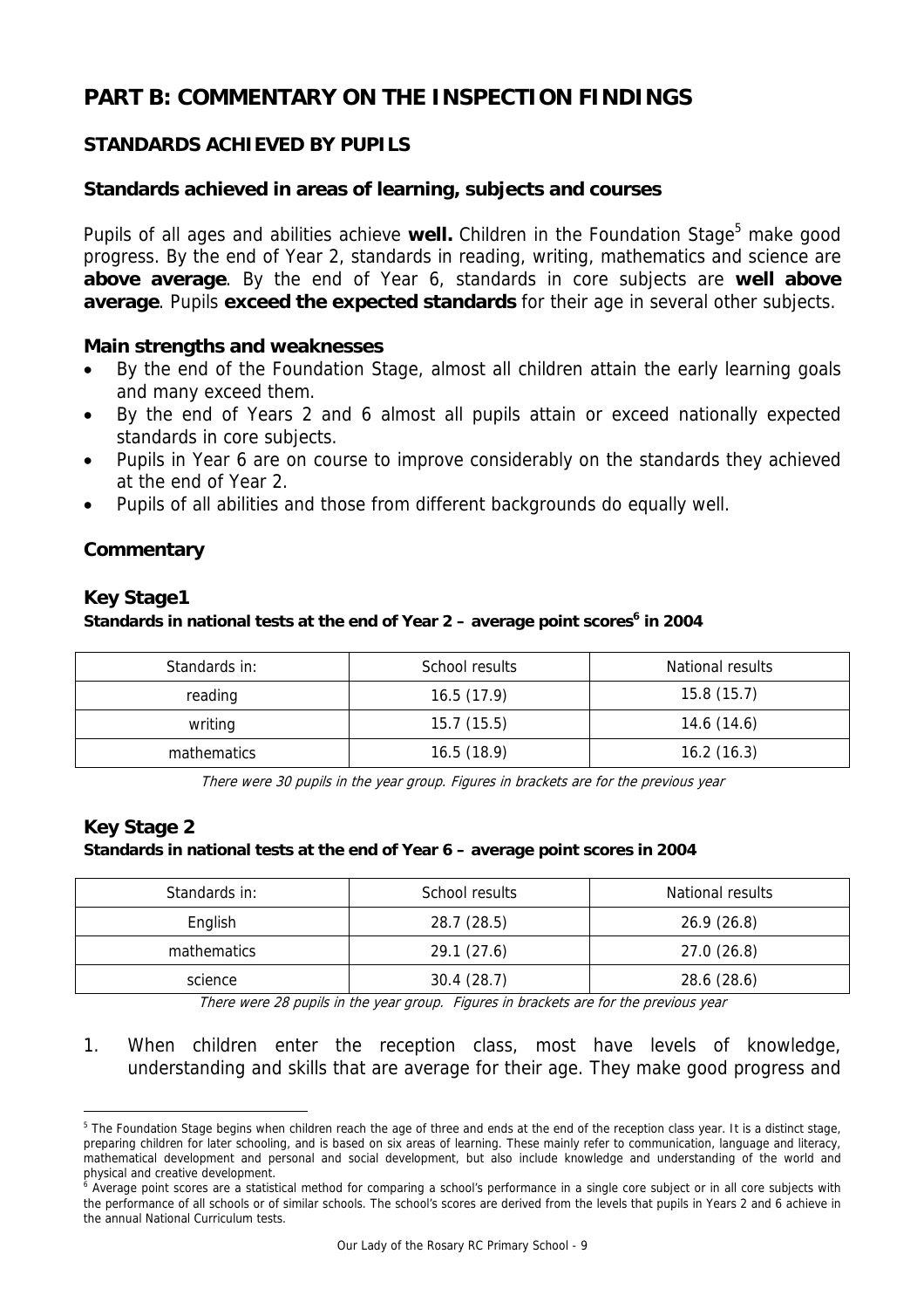# PART B: COMMENTARY ON THE INSPECTION FINDINGS

## STANDARDS ACHIEVED BY PUPILS

### Standards achieved in areas of learning, subjects and courses

Pupils of all ages and abilities achieve **well.** Children in the Foundation Stage[5] make good progress. By the end of Year 2, standards in reading, writing, mathematics and science are **above average**. By the end of Year 6, standards in core subjects are **well above average**. Pupils **exceed the expected standards** for their age in several other subjects.

### Main strengths and weaknesses

- By the end of the Foundation Stage, almost all children attain the early learning goals and many exceed them.
- By the end of Years 2 and 6 almost all pupils attain or exceed nationally expected standards in core subjects.
- Pupils in Year 6 are on course to improve considerably on the standards they achieved at the end of Year 2.
- Pupils of all abilities and those from different backgrounds do equally well.

### Commentary

### Key Stage1

**Standards in national tests at the end of Year 2 – average point scores[6] in 2004**

| Standards in: | School results | National results |
| --- | --- | --- |
| reading | 16.5 (17.9) | 15.8 (15.7) |
| writing | 15.7 (15.5) | 14.6 (14.6) |
| mathematics | 16.5 (18.9) | 16.2 (16.3) |

*There were 30 pupils in the year group. Figures in brackets are for the previous year*

### Key Stage 2

**Standards in national tests at the end of Year 6 – average point scores in 2004**

| Standards in: | School results | National results |
| --- | --- | --- |
| English | 28.7 (28.5) | 26.9 (26.8) |
| mathematics | 29.1 (27.6) | 27.0 (26.8) |
| science | 30.4 (28.7) | 28.6 (28.6) |

*There were 28 pupils in the year group. Figures in brackets are for the previous year*

1. When children enter the reception class, most have levels of knowledge, understanding and skills that are average for their age. They make good progress and

---

[5] The Foundation Stage begins when children reach the age of three and ends at the end of the reception class year. It is a distinct stage, preparing children for later schooling, and is based on six areas of learning. These mainly refer to communication, language and literacy, mathematical development and personal and social development, but also include knowledge and understanding of the world and physical and creative development.

[6] Average point scores are a statistical method for comparing a school's performance in a single core subject or in all core subjects with the performance of all schools or of similar schools. The school's scores are derived from the levels that pupils in Years 2 and 6 achieve in the annual National Curriculum tests.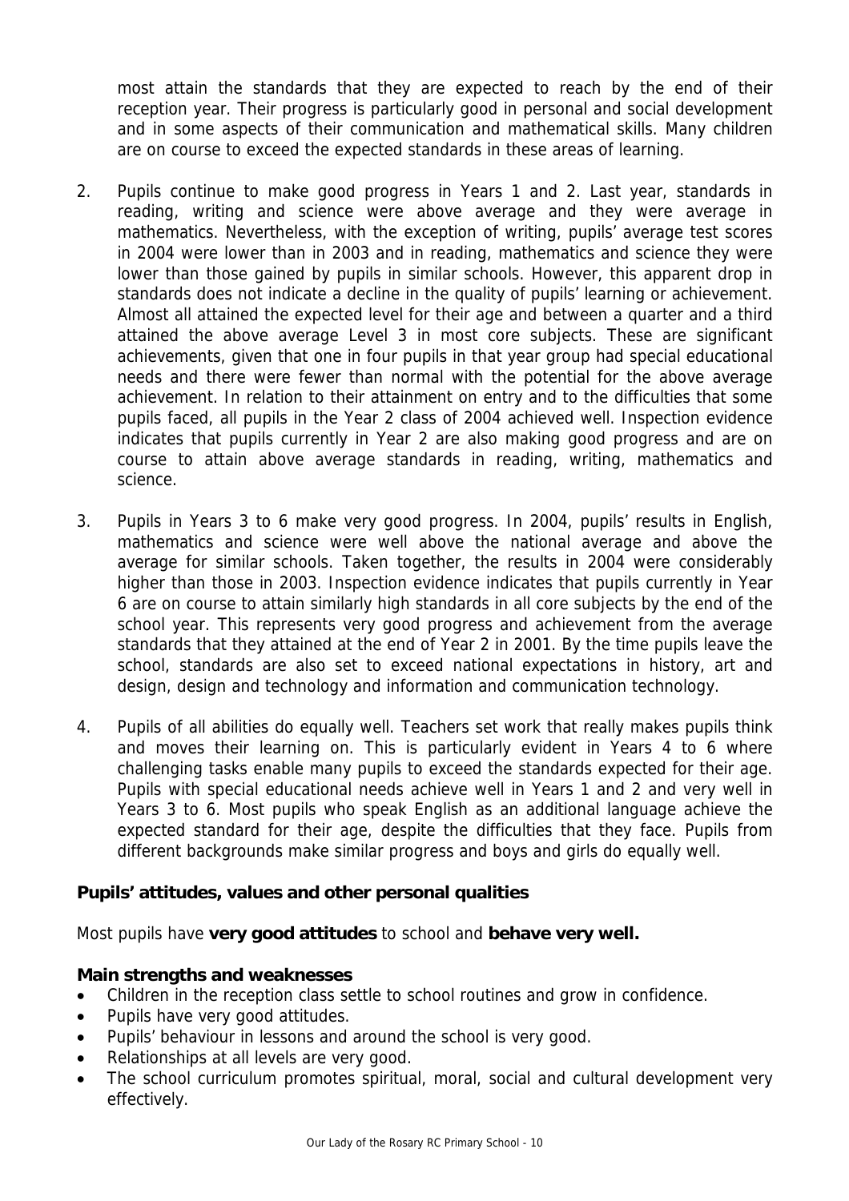most attain the standards that they are expected to reach by the end of their reception year. Their progress is particularly good in personal and social development and in some aspects of their communication and mathematical skills. Many children are on course to exceed the expected standards in these areas of learning.

2. Pupils continue to make good progress in Years 1 and 2. Last year, standards in reading, writing and science were above average and they were average in mathematics. Nevertheless, with the exception of writing, pupils' average test scores in 2004 were lower than in 2003 and in reading, mathematics and science they were lower than those gained by pupils in similar schools. However, this apparent drop in standards does not indicate a decline in the quality of pupils' learning or achievement. Almost all attained the expected level for their age and between a quarter and a third attained the above average Level 3 in most core subjects. These are significant achievements, given that one in four pupils in that year group had special educational needs and there were fewer than normal with the potential for the above average achievement. In relation to their attainment on entry and to the difficulties that some pupils faced, all pupils in the Year 2 class of 2004 achieved well. Inspection evidence indicates that pupils currently in Year 2 are also making good progress and are on course to attain above average standards in reading, writing, mathematics and science.

3. Pupils in Years 3 to 6 make very good progress. In 2004, pupils' results in English, mathematics and science were well above the national average and above the average for similar schools. Taken together, the results in 2004 were considerably higher than those in 2003. Inspection evidence indicates that pupils currently in Year 6 are on course to attain similarly high standards in all core subjects by the end of the school year. This represents very good progress and achievement from the average standards that they attained at the end of Year 2 in 2001. By the time pupils leave the school, standards are also set to exceed national expectations in history, art and design, design and technology and information and communication technology.

4. Pupils of all abilities do equally well. Teachers set work that really makes pupils think and moves their learning on. This is particularly evident in Years 4 to 6 where challenging tasks enable many pupils to exceed the standards expected for their age. Pupils with special educational needs achieve well in Years 1 and 2 and very well in Years 3 to 6. Most pupils who speak English as an additional language achieve the expected standard for their age, despite the difficulties that they face. Pupils from different backgrounds make similar progress and boys and girls do equally well.

### Pupils' attitudes, values and other personal qualities

Most pupils have **very good attitudes** to school and **behave very well.**

#### Main strengths and weaknesses

- Children in the reception class settle to school routines and grow in confidence.
- Pupils have very good attitudes.
- Pupils' behaviour in lessons and around the school is very good.
- Relationships at all levels are very good.
- The school curriculum promotes spiritual, moral, social and cultural development very effectively.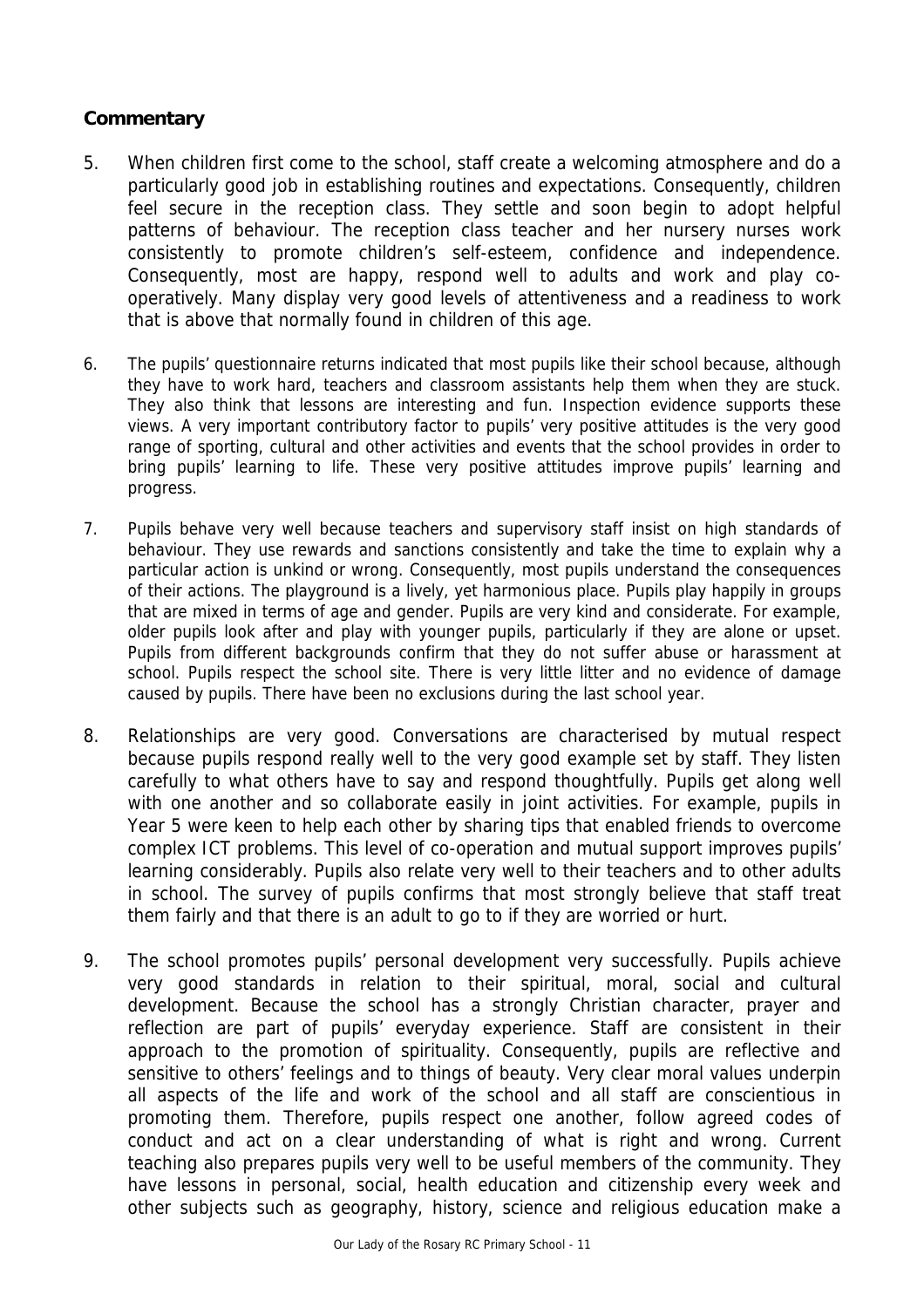### Commentary

5. When children first come to the school, staff create a welcoming atmosphere and do a particularly good job in establishing routines and expectations. Consequently, children feel secure in the reception class. They settle and soon begin to adopt helpful patterns of behaviour. The reception class teacher and her nursery nurses work consistently to promote children's self-esteem, confidence and independence. Consequently, most are happy, respond well to adults and work and play co-operatively. Many display very good levels of attentiveness and a readiness to work that is above that normally found in children of this age.

6. The pupils' questionnaire returns indicated that most pupils like their school because, although they have to work hard, teachers and classroom assistants help them when they are stuck. They also think that lessons are interesting and fun. Inspection evidence supports these views. A very important contributory factor to pupils' very positive attitudes is the very good range of sporting, cultural and other activities and events that the school provides in order to bring pupils' learning to life. These very positive attitudes improve pupils' learning and progress.

7. Pupils behave very well because teachers and supervisory staff insist on high standards of behaviour. They use rewards and sanctions consistently and take the time to explain why a particular action is unkind or wrong. Consequently, most pupils understand the consequences of their actions. The playground is a lively, yet harmonious place. Pupils play happily in groups that are mixed in terms of age and gender. Pupils are very kind and considerate. For example, older pupils look after and play with younger pupils, particularly if they are alone or upset. Pupils from different backgrounds confirm that they do not suffer abuse or harassment at school. Pupils respect the school site. There is very little litter and no evidence of damage caused by pupils. There have been no exclusions during the last school year.

8. Relationships are very good. Conversations are characterised by mutual respect because pupils respond really well to the very good example set by staff. They listen carefully to what others have to say and respond thoughtfully. Pupils get along well with one another and so collaborate easily in joint activities. For example, pupils in Year 5 were keen to help each other by sharing tips that enabled friends to overcome complex ICT problems. This level of co-operation and mutual support improves pupils' learning considerably. Pupils also relate very well to their teachers and to other adults in school. The survey of pupils confirms that most strongly believe that staff treat them fairly and that there is an adult to go to if they are worried or hurt.

9. The school promotes pupils' personal development very successfully. Pupils achieve very good standards in relation to their spiritual, moral, social and cultural development. Because the school has a strongly Christian character, prayer and reflection are part of pupils' everyday experience. Staff are consistent in their approach to the promotion of spirituality. Consequently, pupils are reflective and sensitive to others' feelings and to things of beauty. Very clear moral values underpin all aspects of the life and work of the school and all staff are conscientious in promoting them. Therefore, pupils respect one another, follow agreed codes of conduct and act on a clear understanding of what is right and wrong. Current teaching also prepares pupils very well to be useful members of the community. They have lessons in personal, social, health education and citizenship every week and other subjects such as geography, history, science and religious education make a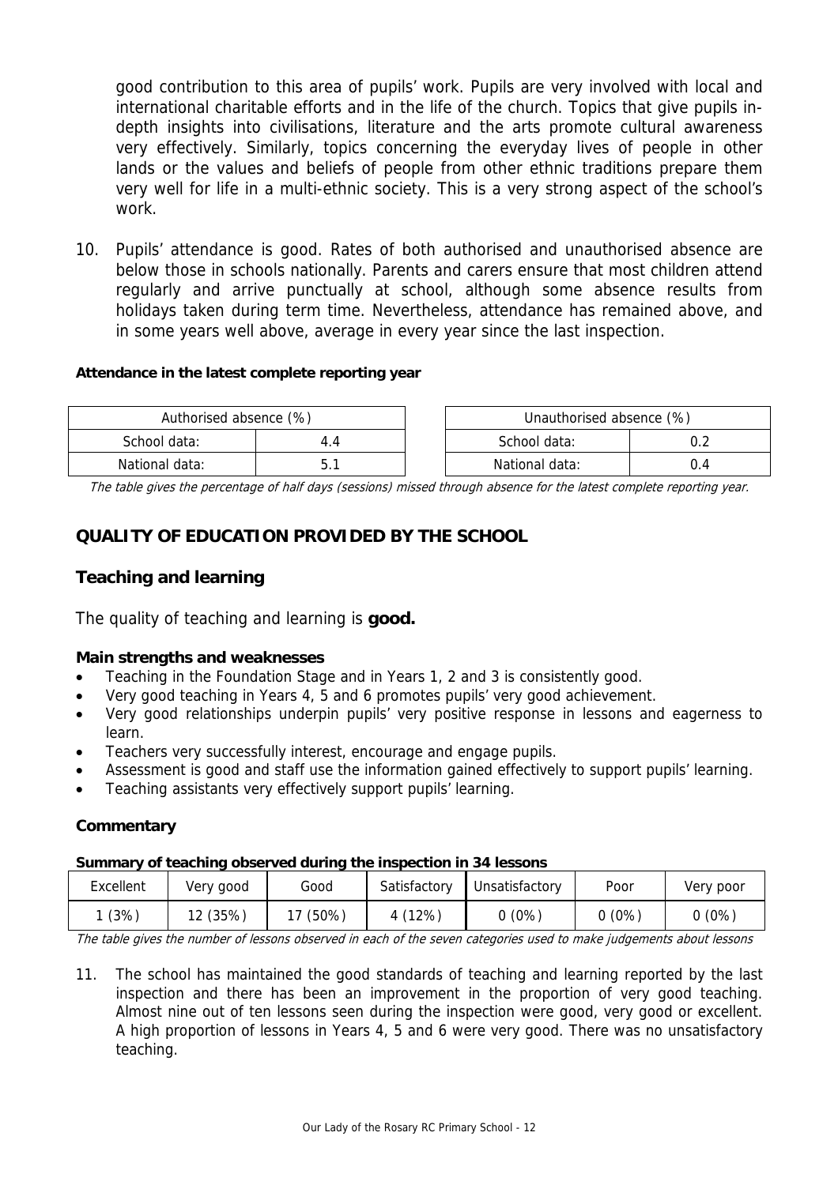good contribution to this area of pupils' work. Pupils are very involved with local and international charitable efforts and in the life of the church. Topics that give pupils in-depth insights into civilisations, literature and the arts promote cultural awareness very effectively. Similarly, topics concerning the everyday lives of people in other lands or the values and beliefs of people from other ethnic traditions prepare them very well for life in a multi-ethnic society. This is a very strong aspect of the school's work.

10. Pupils' attendance is good. Rates of both authorised and unauthorised absence are below those in schools nationally. Parents and carers ensure that most children attend regularly and arrive punctually at school, although some absence results from holidays taken during term time. Nevertheless, attendance has remained above, and in some years well above, average in every year since the last inspection.

**Attendance in the latest complete reporting year**

| Authorised absence (%) | |
|---|---|
| School data: | 4.4 |
| National data: | 5.1 |

| Unauthorised absence (%) | |
|---|---|
| School data: | 0.2 |
| National data: | 0.4 |

*The table gives the percentage of half days (sessions) missed through absence for the latest complete reporting year.*

## QUALITY OF EDUCATION PROVIDED BY THE SCHOOL

### Teaching and learning

The quality of teaching and learning is **good.**

**Main strengths and weaknesses**

- Teaching in the Foundation Stage and in Years 1, 2 and 3 is consistently good.
- Very good teaching in Years 4, 5 and 6 promotes pupils' very good achievement.
- Very good relationships underpin pupils' very positive response in lessons and eagerness to learn.
- Teachers very successfully interest, encourage and engage pupils.
- Assessment is good and staff use the information gained effectively to support pupils' learning.
- Teaching assistants very effectively support pupils' learning.

**Commentary**

**Summary of teaching observed during the inspection in 34 lessons**

| Excellent | Very good | Good | Satisfactory | Unsatisfactory | Poor | Very poor |
|---|---|---|---|---|---|---|
| 1 (3%) | 12 (35%) | 17 (50%) | 4 (12%) | 0 (0%) | 0 (0%) | 0 (0%) |

*The table gives the number of lessons observed in each of the seven categories used to make judgements about lessons*

11. The school has maintained the good standards of teaching and learning reported by the last inspection and there has been an improvement in the proportion of very good teaching. Almost nine out of ten lessons seen during the inspection were good, very good or excellent. A high proportion of lessons in Years 4, 5 and 6 were very good. There was no unsatisfactory teaching.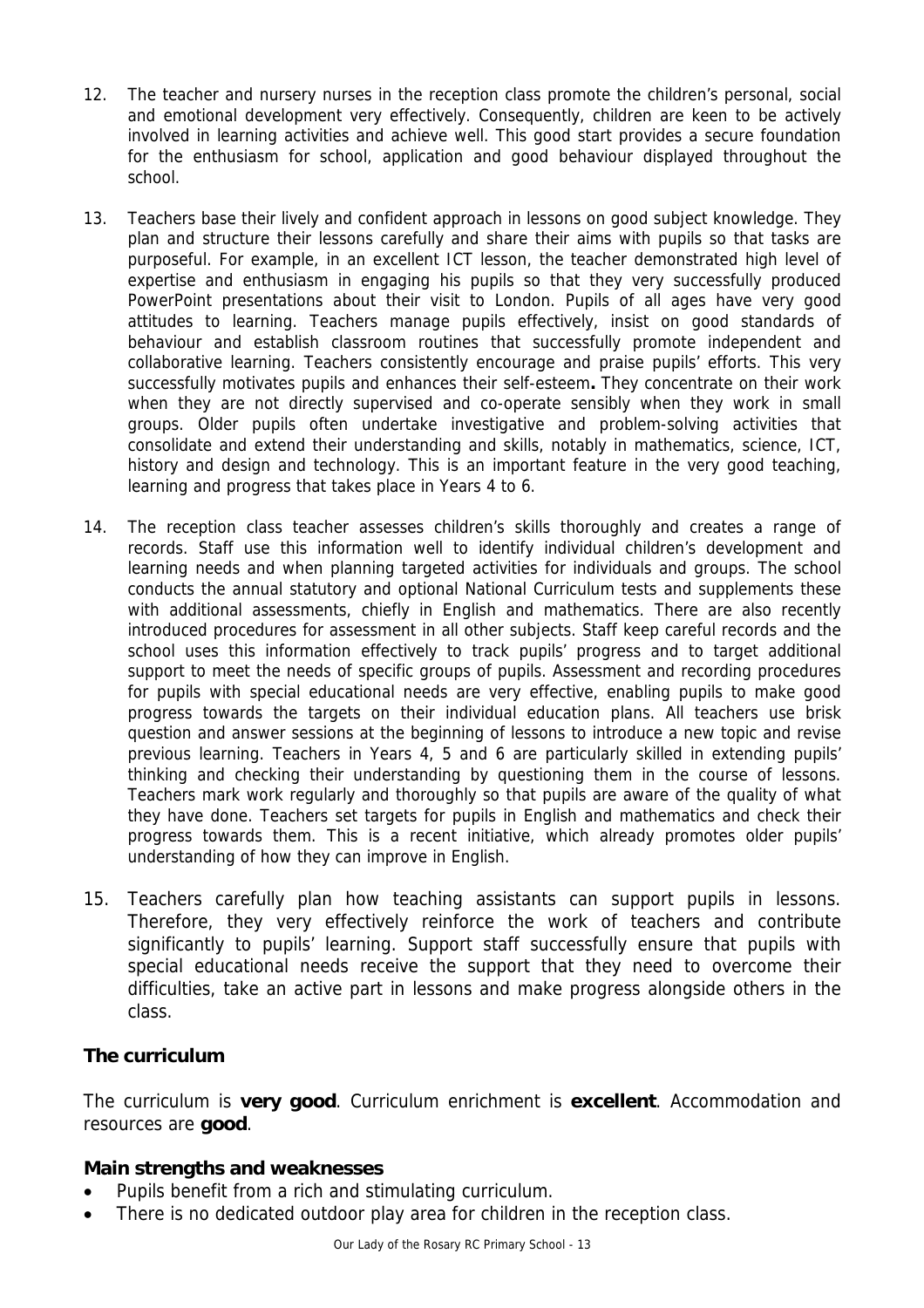12. The teacher and nursery nurses in the reception class promote the children's personal, social and emotional development very effectively. Consequently, children are keen to be actively involved in learning activities and achieve well. This good start provides a secure foundation for the enthusiasm for school, application and good behaviour displayed throughout the school.

13. Teachers base their lively and confident approach in lessons on good subject knowledge. They plan and structure their lessons carefully and share their aims with pupils so that tasks are purposeful. For example, in an excellent ICT lesson, the teacher demonstrated high level of expertise and enthusiasm in engaging his pupils so that they very successfully produced PowerPoint presentations about their visit to London. Pupils of all ages have very good attitudes to learning. Teachers manage pupils effectively, insist on good standards of behaviour and establish classroom routines that successfully promote independent and collaborative learning. Teachers consistently encourage and praise pupils' efforts. This very successfully motivates pupils and enhances their self-esteem**.** They concentrate on their work when they are not directly supervised and co-operate sensibly when they work in small groups. Older pupils often undertake investigative and problem-solving activities that consolidate and extend their understanding and skills, notably in mathematics, science, ICT, history and design and technology. This is an important feature in the very good teaching, learning and progress that takes place in Years 4 to 6.

14. The reception class teacher assesses children's skills thoroughly and creates a range of records. Staff use this information well to identify individual children's development and learning needs and when planning targeted activities for individuals and groups. The school conducts the annual statutory and optional National Curriculum tests and supplements these with additional assessments, chiefly in English and mathematics. There are also recently introduced procedures for assessment in all other subjects. Staff keep careful records and the school uses this information effectively to track pupils' progress and to target additional support to meet the needs of specific groups of pupils. Assessment and recording procedures for pupils with special educational needs are very effective, enabling pupils to make good progress towards the targets on their individual education plans. All teachers use brisk question and answer sessions at the beginning of lessons to introduce a new topic and revise previous learning. Teachers in Years 4, 5 and 6 are particularly skilled in extending pupils' thinking and checking their understanding by questioning them in the course of lessons. Teachers mark work regularly and thoroughly so that pupils are aware of the quality of what they have done. Teachers set targets for pupils in English and mathematics and check their progress towards them. This is a recent initiative, which already promotes older pupils' understanding of how they can improve in English.

15. Teachers carefully plan how teaching assistants can support pupils in lessons. Therefore, they very effectively reinforce the work of teachers and contribute significantly to pupils' learning. Support staff successfully ensure that pupils with special educational needs receive the support that they need to overcome their difficulties, take an active part in lessons and make progress alongside others in the class.

### The curriculum

The curriculum is **very good**. Curriculum enrichment is **excellent**. Accommodation and resources are **good**.

#### Main strengths and weaknesses

- Pupils benefit from a rich and stimulating curriculum.
- There is no dedicated outdoor play area for children in the reception class.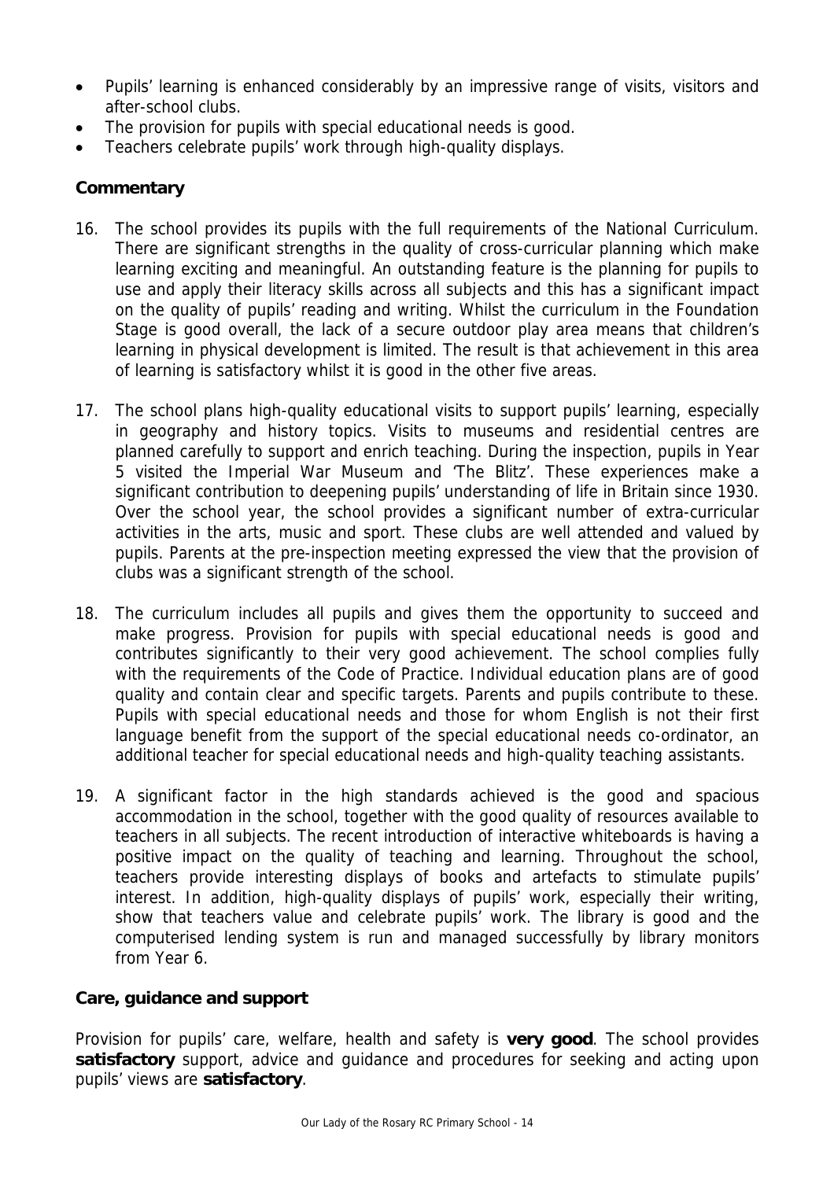- Pupils' learning is enhanced considerably by an impressive range of visits, visitors and after-school clubs.
- The provision for pupils with special educational needs is good.
- Teachers celebrate pupils' work through high-quality displays.

### Commentary

16. The school provides its pupils with the full requirements of the National Curriculum. There are significant strengths in the quality of cross-curricular planning which make learning exciting and meaningful. An outstanding feature is the planning for pupils to use and apply their literacy skills across all subjects and this has a significant impact on the quality of pupils' reading and writing. Whilst the curriculum in the Foundation Stage is good overall, the lack of a secure outdoor play area means that children's learning in physical development is limited. The result is that achievement in this area of learning is satisfactory whilst it is good in the other five areas.

17. The school plans high-quality educational visits to support pupils' learning, especially in geography and history topics. Visits to museums and residential centres are planned carefully to support and enrich teaching. During the inspection, pupils in Year 5 visited the Imperial War Museum and 'The Blitz'. These experiences make a significant contribution to deepening pupils' understanding of life in Britain since 1930. Over the school year, the school provides a significant number of extra-curricular activities in the arts, music and sport. These clubs are well attended and valued by pupils. Parents at the pre-inspection meeting expressed the view that the provision of clubs was a significant strength of the school.

18. The curriculum includes all pupils and gives them the opportunity to succeed and make progress. Provision for pupils with special educational needs is good and contributes significantly to their very good achievement. The school complies fully with the requirements of the Code of Practice. Individual education plans are of good quality and contain clear and specific targets. Parents and pupils contribute to these. Pupils with special educational needs and those for whom English is not their first language benefit from the support of the special educational needs co-ordinator, an additional teacher for special educational needs and high-quality teaching assistants.

19. A significant factor in the high standards achieved is the good and spacious accommodation in the school, together with the good quality of resources available to teachers in all subjects. The recent introduction of interactive whiteboards is having a positive impact on the quality of teaching and learning. Throughout the school, teachers provide interesting displays of books and artefacts to stimulate pupils' interest. In addition, high-quality displays of pupils' work, especially their writing, show that teachers value and celebrate pupils' work. The library is good and the computerised lending system is run and managed successfully by library monitors from Year 6.

### Care, guidance and support

Provision for pupils' care, welfare, health and safety is **very good**. The school provides **satisfactory** support, advice and guidance and procedures for seeking and acting upon pupils' views are **satisfactory**.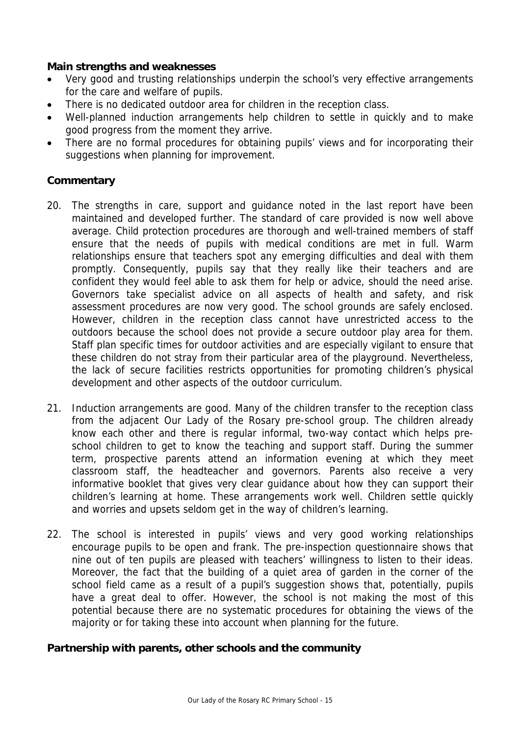**Main strengths and weaknesses**

- Very good and trusting relationships underpin the school's very effective arrangements for the care and welfare of pupils.
- There is no dedicated outdoor area for children in the reception class.
- Well-planned induction arrangements help children to settle in quickly and to make good progress from the moment they arrive.
- There are no formal procedures for obtaining pupils' views and for incorporating their suggestions when planning for improvement.

**Commentary**

20. The strengths in care, support and guidance noted in the last report have been maintained and developed further. The standard of care provided is now well above average. Child protection procedures are thorough and well-trained members of staff ensure that the needs of pupils with medical conditions are met in full. Warm relationships ensure that teachers spot any emerging difficulties and deal with them promptly. Consequently, pupils say that they really like their teachers and are confident they would feel able to ask them for help or advice, should the need arise. Governors take specialist advice on all aspects of health and safety, and risk assessment procedures are now very good. The school grounds are safely enclosed. However, children in the reception class cannot have unrestricted access to the outdoors because the school does not provide a secure outdoor play area for them. Staff plan specific times for outdoor activities and are especially vigilant to ensure that these children do not stray from their particular area of the playground. Nevertheless, the lack of secure facilities restricts opportunities for promoting children's physical development and other aspects of the outdoor curriculum.

21. Induction arrangements are good. Many of the children transfer to the reception class from the adjacent Our Lady of the Rosary pre-school group. The children already know each other and there is regular informal, two-way contact which helps pre-school children to get to know the teaching and support staff. During the summer term, prospective parents attend an information evening at which they meet classroom staff, the headteacher and governors. Parents also receive a very informative booklet that gives very clear guidance about how they can support their children's learning at home. These arrangements work well. Children settle quickly and worries and upsets seldom get in the way of children's learning.

22. The school is interested in pupils' views and very good working relationships encourage pupils to be open and frank. The pre-inspection questionnaire shows that nine out of ten pupils are pleased with teachers' willingness to listen to their ideas. Moreover, the fact that the building of a quiet area of garden in the corner of the school field came as a result of a pupil's suggestion shows that, potentially, pupils have a great deal to offer. However, the school is not making the most of this potential because there are no systematic procedures for obtaining the views of the majority or for taking these into account when planning for the future.

**Partnership with parents, other schools and the community**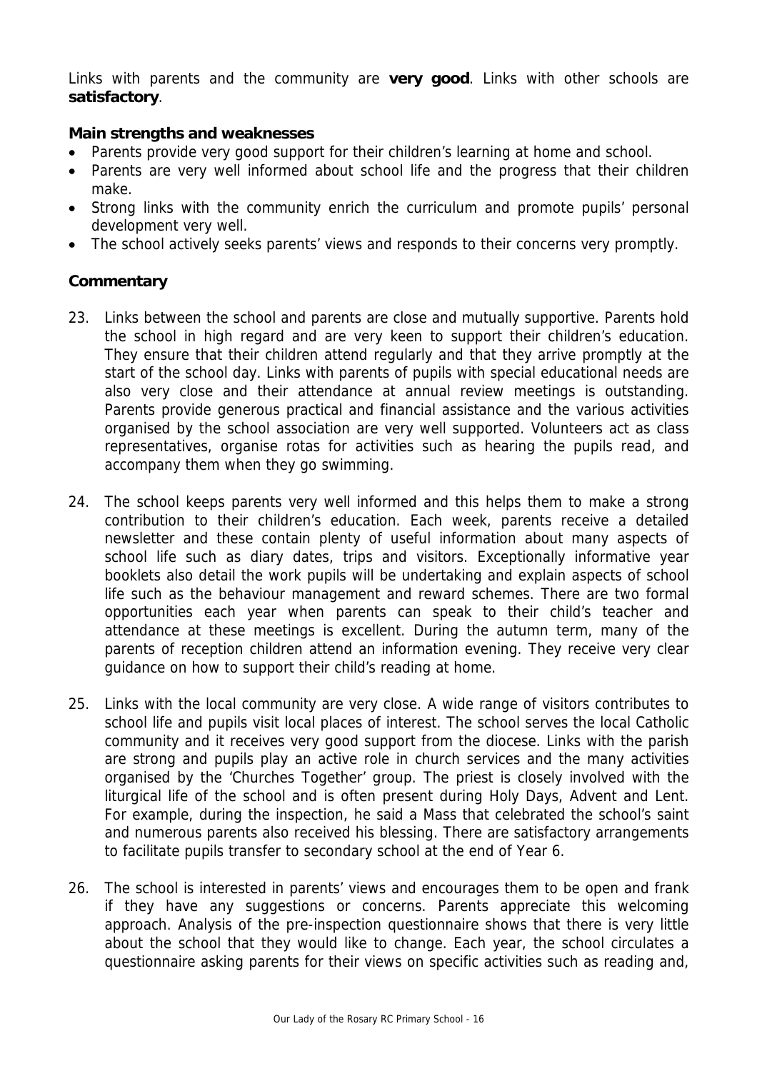Links with parents and the community are **very good**. Links with other schools are **satisfactory**.

### Main strengths and weaknesses

- Parents provide very good support for their children's learning at home and school.
- Parents are very well informed about school life and the progress that their children make.
- Strong links with the community enrich the curriculum and promote pupils' personal development very well.
- The school actively seeks parents' views and responds to their concerns very promptly.

### Commentary

23. Links between the school and parents are close and mutually supportive. Parents hold the school in high regard and are very keen to support their children's education. They ensure that their children attend regularly and that they arrive promptly at the start of the school day. Links with parents of pupils with special educational needs are also very close and their attendance at annual review meetings is outstanding. Parents provide generous practical and financial assistance and the various activities organised by the school association are very well supported. Volunteers act as class representatives, organise rotas for activities such as hearing the pupils read, and accompany them when they go swimming.

24. The school keeps parents very well informed and this helps them to make a strong contribution to their children's education. Each week, parents receive a detailed newsletter and these contain plenty of useful information about many aspects of school life such as diary dates, trips and visitors. Exceptionally informative year booklets also detail the work pupils will be undertaking and explain aspects of school life such as the behaviour management and reward schemes. There are two formal opportunities each year when parents can speak to their child's teacher and attendance at these meetings is excellent. During the autumn term, many of the parents of reception children attend an information evening. They receive very clear guidance on how to support their child's reading at home.

25. Links with the local community are very close. A wide range of visitors contributes to school life and pupils visit local places of interest. The school serves the local Catholic community and it receives very good support from the diocese. Links with the parish are strong and pupils play an active role in church services and the many activities organised by the 'Churches Together' group. The priest is closely involved with the liturgical life of the school and is often present during Holy Days, Advent and Lent. For example, during the inspection, he said a Mass that celebrated the school's saint and numerous parents also received his blessing. There are satisfactory arrangements to facilitate pupils transfer to secondary school at the end of Year 6.

26. The school is interested in parents' views and encourages them to be open and frank if they have any suggestions or concerns. Parents appreciate this welcoming approach. Analysis of the pre-inspection questionnaire shows that there is very little about the school that they would like to change. Each year, the school circulates a questionnaire asking parents for their views on specific activities such as reading and,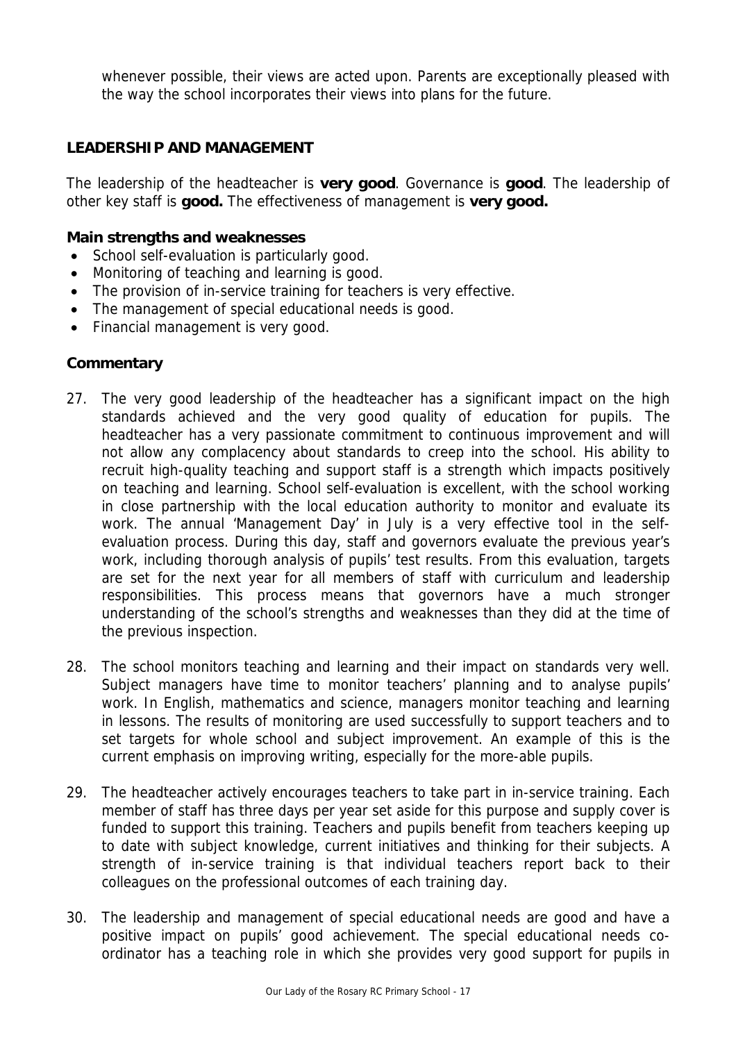whenever possible, their views are acted upon. Parents are exceptionally pleased with the way the school incorporates their views into plans for the future.

## LEADERSHIP AND MANAGEMENT

The leadership of the headteacher is **very good**. Governance is **good**. The leadership of other key staff is **good.** The effectiveness of management is **very good.**

### Main strengths and weaknesses

- School self-evaluation is particularly good.
- Monitoring of teaching and learning is good.
- The provision of in-service training for teachers is very effective.
- The management of special educational needs is good.
- Financial management is very good.

### Commentary

27. The very good leadership of the headteacher has a significant impact on the high standards achieved and the very good quality of education for pupils. The headteacher has a very passionate commitment to continuous improvement and will not allow any complacency about standards to creep into the school. His ability to recruit high-quality teaching and support staff is a strength which impacts positively on teaching and learning. School self-evaluation is excellent, with the school working in close partnership with the local education authority to monitor and evaluate its work. The annual 'Management Day' in July is a very effective tool in the self-evaluation process. During this day, staff and governors evaluate the previous year's work, including thorough analysis of pupils' test results. From this evaluation, targets are set for the next year for all members of staff with curriculum and leadership responsibilities. This process means that governors have a much stronger understanding of the school's strengths and weaknesses than they did at the time of the previous inspection.

28. The school monitors teaching and learning and their impact on standards very well. Subject managers have time to monitor teachers' planning and to analyse pupils' work. In English, mathematics and science, managers monitor teaching and learning in lessons. The results of monitoring are used successfully to support teachers and to set targets for whole school and subject improvement. An example of this is the current emphasis on improving writing, especially for the more-able pupils.

29. The headteacher actively encourages teachers to take part in in-service training. Each member of staff has three days per year set aside for this purpose and supply cover is funded to support this training. Teachers and pupils benefit from teachers keeping up to date with subject knowledge, current initiatives and thinking for their subjects. A strength of in-service training is that individual teachers report back to their colleagues on the professional outcomes of each training day.

30. The leadership and management of special educational needs are good and have a positive impact on pupils' good achievement. The special educational needs co-ordinator has a teaching role in which she provides very good support for pupils in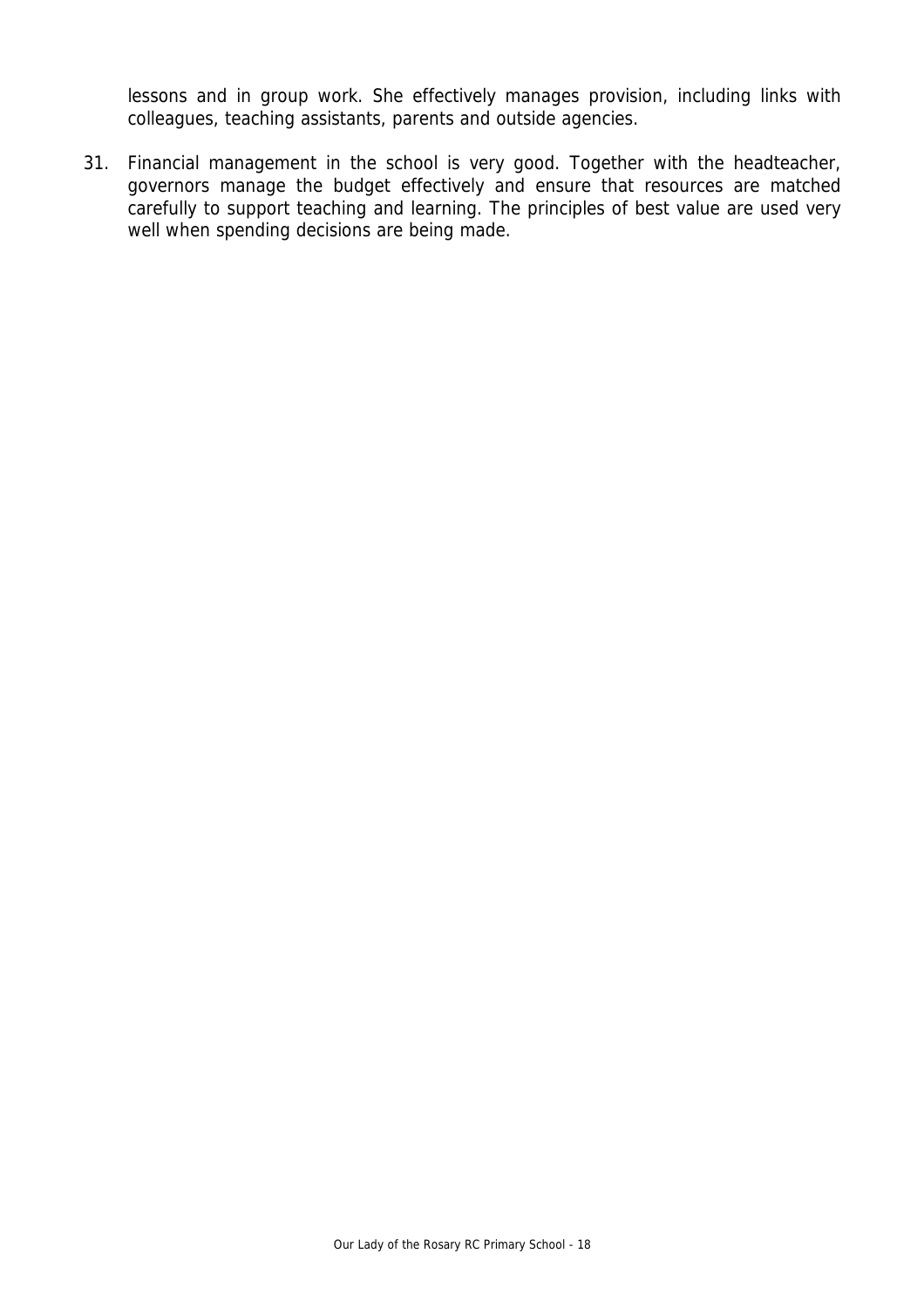lessons and in group work. She effectively manages provision, including links with colleagues, teaching assistants, parents and outside agencies.

31. Financial management in the school is very good. Together with the headteacher, governors manage the budget effectively and ensure that resources are matched carefully to support teaching and learning. The principles of best value are used very well when spending decisions are being made.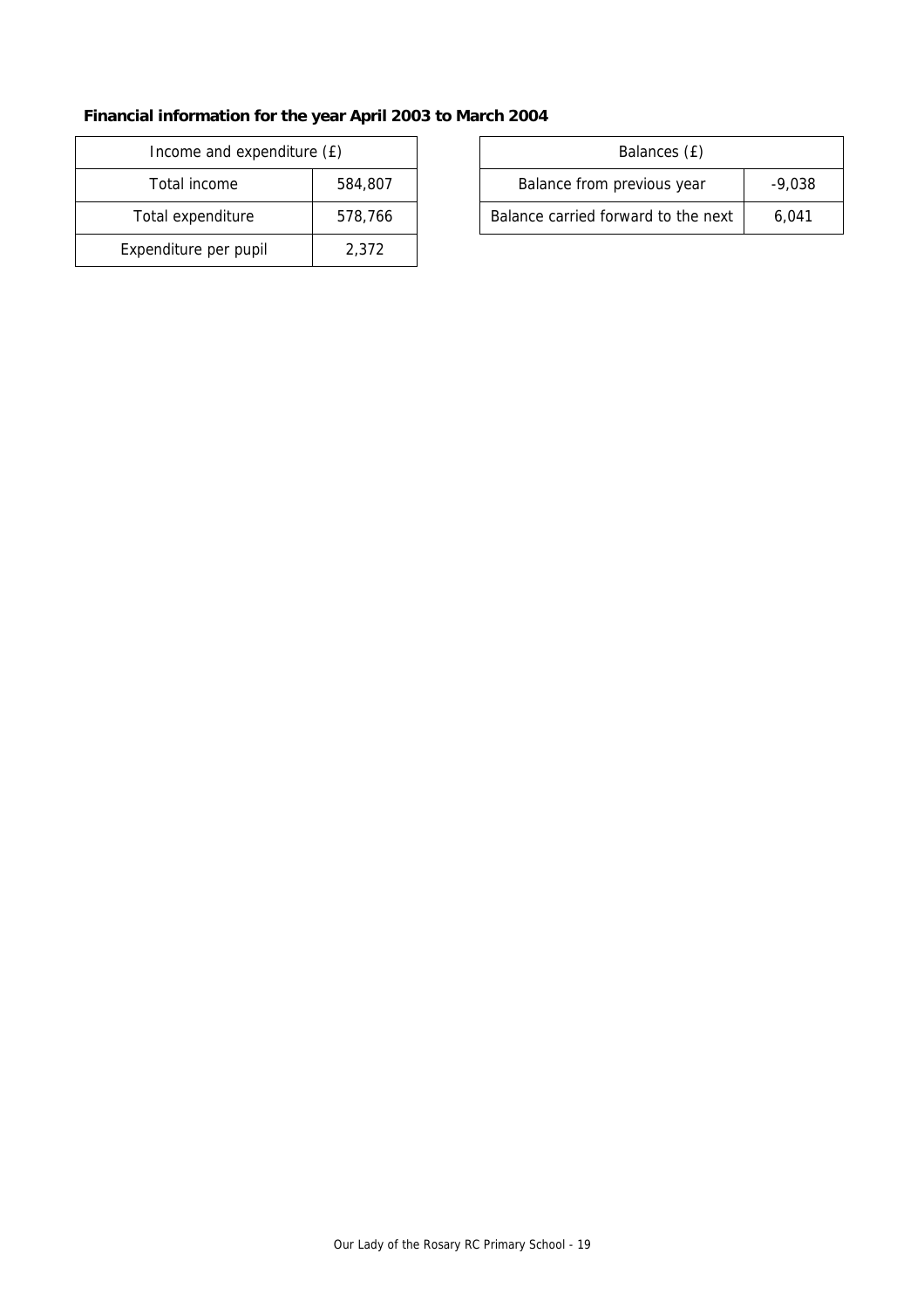**Financial information for the year April 2003 to March 2004**

| Income and expenditure (£) | |
|---|---|
| Total income | 584,807 |
| Total expenditure | 578,766 |
| Expenditure per pupil | 2,372 |

| Balances (£) | |
|---|---|
| Balance from previous year | -9,038 |
| Balance carried forward to the next | 6,041 |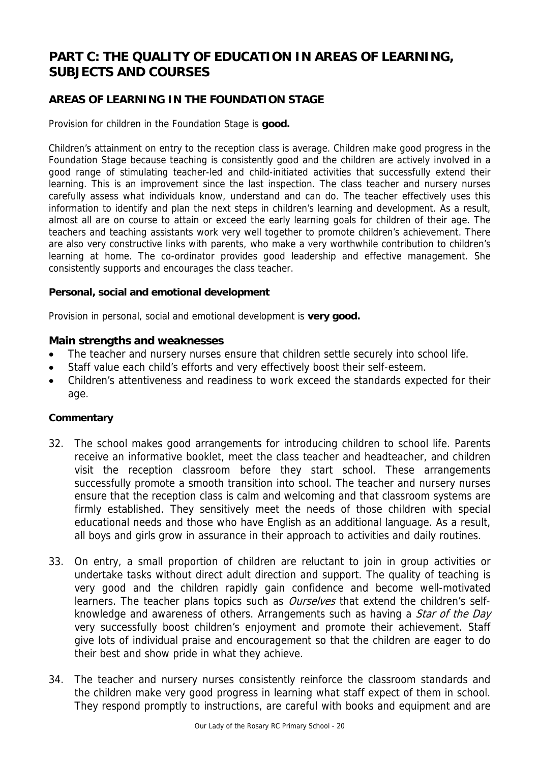# PART C: THE QUALITY OF EDUCATION IN AREAS OF LEARNING, SUBJECTS AND COURSES

## AREAS OF LEARNING IN THE FOUNDATION STAGE

Provision for children in the Foundation Stage is **good.**

Children's attainment on entry to the reception class is average. Children make good progress in the Foundation Stage because teaching is consistently good and the children are actively involved in a good range of stimulating teacher-led and child-initiated activities that successfully extend their learning. This is an improvement since the last inspection. The class teacher and nursery nurses carefully assess what individuals know, understand and can do. The teacher effectively uses this information to identify and plan the next steps in children's learning and development. As a result, almost all are on course to attain or exceed the early learning goals for children of their age. The teachers and teaching assistants work very well together to promote children's achievement. There are also very constructive links with parents, who make a very worthwhile contribution to children's learning at home. The co-ordinator provides good leadership and effective management. She consistently supports and encourages the class teacher.

**Personal, social and emotional development**

Provision in personal, social and emotional development is **very good.**

### Main strengths and weaknesses

- The teacher and nursery nurses ensure that children settle securely into school life.
- Staff value each child's efforts and very effectively boost their self-esteem.
- Children's attentiveness and readiness to work exceed the standards expected for their age.

**Commentary**

32. The school makes good arrangements for introducing children to school life. Parents receive an informative booklet, meet the class teacher and headteacher, and children visit the reception classroom before they start school. These arrangements successfully promote a smooth transition into school. The teacher and nursery nurses ensure that the reception class is calm and welcoming and that classroom systems are firmly established. They sensitively meet the needs of those children with special educational needs and those who have English as an additional language. As a result, all boys and girls grow in assurance in their approach to activities and daily routines.

33. On entry, a small proportion of children are reluctant to join in group activities or undertake tasks without direct adult direction and support. The quality of teaching is very good and the children rapidly gain confidence and become well-motivated learners. The teacher plans topics such as *Ourselves* that extend the children's self-knowledge and awareness of others. Arrangements such as having a *Star of the Day* very successfully boost children's enjoyment and promote their achievement. Staff give lots of individual praise and encouragement so that the children are eager to do their best and show pride in what they achieve.

34. The teacher and nursery nurses consistently reinforce the classroom standards and the children make very good progress in learning what staff expect of them in school. They respond promptly to instructions, are careful with books and equipment and are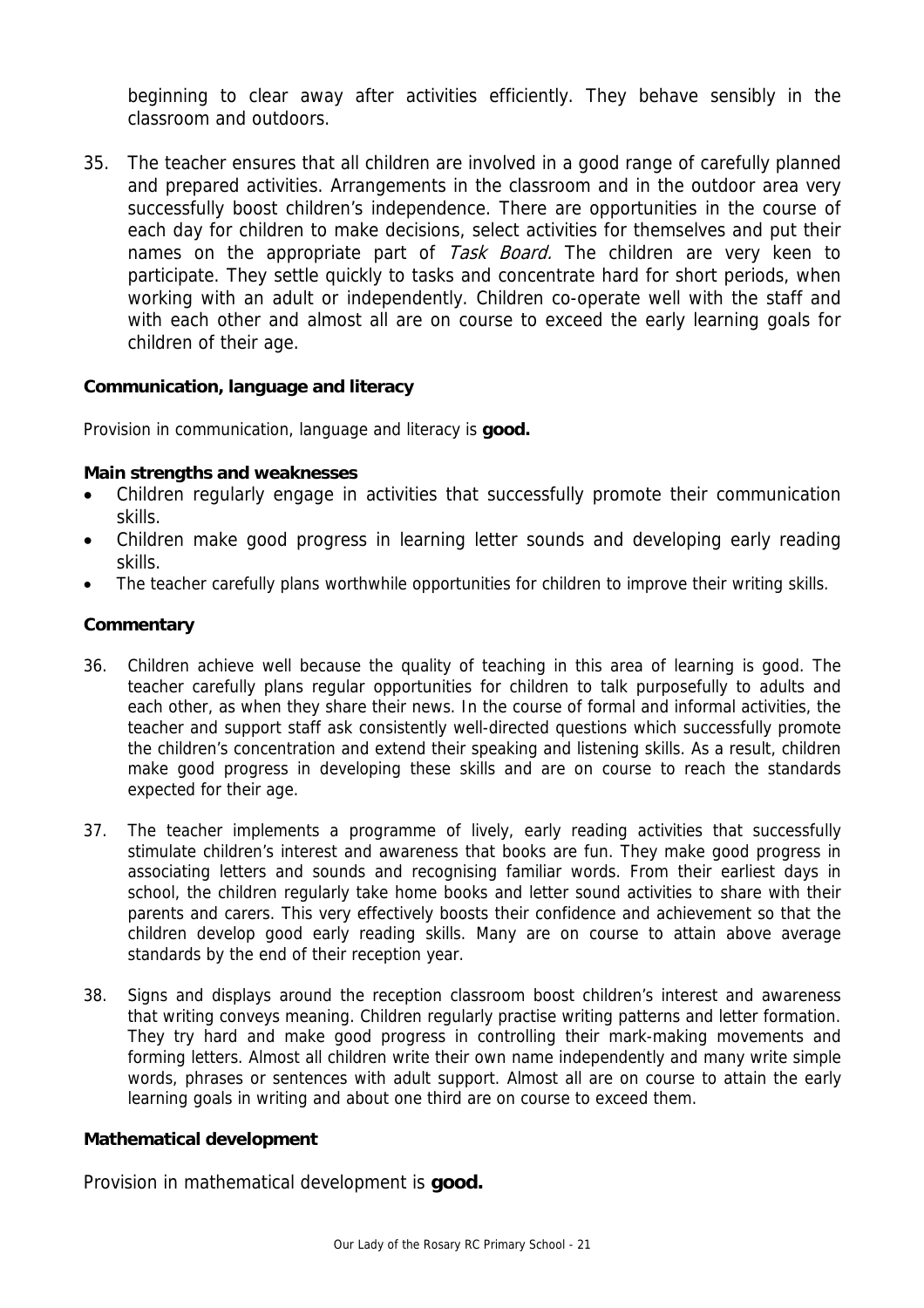beginning to clear away after activities efficiently. They behave sensibly in the classroom and outdoors.

35. The teacher ensures that all children are involved in a good range of carefully planned and prepared activities. Arrangements in the classroom and in the outdoor area very successfully boost children's independence. There are opportunities in the course of each day for children to make decisions, select activities for themselves and put their names on the appropriate part of *Task Board.* The children are very keen to participate. They settle quickly to tasks and concentrate hard for short periods, when working with an adult or independently. Children co-operate well with the staff and with each other and almost all are on course to exceed the early learning goals for children of their age.

**Communication, language and literacy**

Provision in communication, language and literacy is **good.**

**Main strengths and weaknesses**

- Children regularly engage in activities that successfully promote their communication skills.
- Children make good progress in learning letter sounds and developing early reading skills.
- The teacher carefully plans worthwhile opportunities for children to improve their writing skills.

**Commentary**

36. Children achieve well because the quality of teaching in this area of learning is good. The teacher carefully plans regular opportunities for children to talk purposefully to adults and each other, as when they share their news. In the course of formal and informal activities, the teacher and support staff ask consistently well-directed questions which successfully promote the children's concentration and extend their speaking and listening skills. As a result, children make good progress in developing these skills and are on course to reach the standards expected for their age.

37. The teacher implements a programme of lively, early reading activities that successfully stimulate children's interest and awareness that books are fun. They make good progress in associating letters and sounds and recognising familiar words. From their earliest days in school, the children regularly take home books and letter sound activities to share with their parents and carers. This very effectively boosts their confidence and achievement so that the children develop good early reading skills. Many are on course to attain above average standards by the end of their reception year.

38. Signs and displays around the reception classroom boost children's interest and awareness that writing conveys meaning. Children regularly practise writing patterns and letter formation. They try hard and make good progress in controlling their mark-making movements and forming letters. Almost all children write their own name independently and many write simple words, phrases or sentences with adult support. Almost all are on course to attain the early learning goals in writing and about one third are on course to exceed them.

**Mathematical development**

Provision in mathematical development is **good.**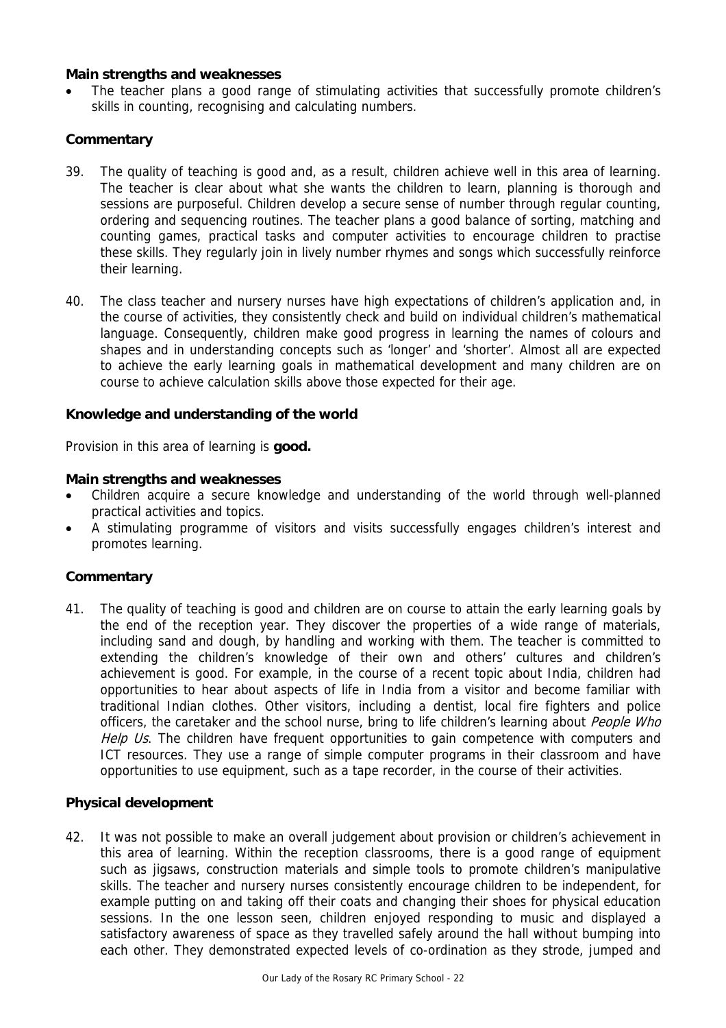**Main strengths and weaknesses**

- The teacher plans a good range of stimulating activities that successfully promote children's skills in counting, recognising and calculating numbers.

**Commentary**

39. The quality of teaching is good and, as a result, children achieve well in this area of learning. The teacher is clear about what she wants the children to learn, planning is thorough and sessions are purposeful. Children develop a secure sense of number through regular counting, ordering and sequencing routines. The teacher plans a good balance of sorting, matching and counting games, practical tasks and computer activities to encourage children to practise these skills. They regularly join in lively number rhymes and songs which successfully reinforce their learning.

40. The class teacher and nursery nurses have high expectations of children's application and, in the course of activities, they consistently check and build on individual children's mathematical language. Consequently, children make good progress in learning the names of colours and shapes and in understanding concepts such as 'longer' and 'shorter'. Almost all are expected to achieve the early learning goals in mathematical development and many children are on course to achieve calculation skills above those expected for their age.

**Knowledge and understanding of the world**

Provision in this area of learning is **good.**

**Main strengths and weaknesses**

- Children acquire a secure knowledge and understanding of the world through well-planned practical activities and topics.
- A stimulating programme of visitors and visits successfully engages children's interest and promotes learning.

**Commentary**

41. The quality of teaching is good and children are on course to attain the early learning goals by the end of the reception year. They discover the properties of a wide range of materials, including sand and dough, by handling and working with them. The teacher is committed to extending the children's knowledge of their own and others' cultures and children's achievement is good. For example, in the course of a recent topic about India, children had opportunities to hear about aspects of life in India from a visitor and become familiar with traditional Indian clothes. Other visitors, including a dentist, local fire fighters and police officers, the caretaker and the school nurse, bring to life children's learning about *People Who Help Us*. The children have frequent opportunities to gain competence with computers and ICT resources. They use a range of simple computer programs in their classroom and have opportunities to use equipment, such as a tape recorder, in the course of their activities.

**Physical development**

42. It was not possible to make an overall judgement about provision or children's achievement in this area of learning. Within the reception classrooms, there is a good range of equipment such as jigsaws, construction materials and simple tools to promote children's manipulative skills. The teacher and nursery nurses consistently encourage children to be independent, for example putting on and taking off their coats and changing their shoes for physical education sessions. In the one lesson seen, children enjoyed responding to music and displayed a satisfactory awareness of space as they travelled safely around the hall without bumping into each other. They demonstrated expected levels of co-ordination as they strode, jumped and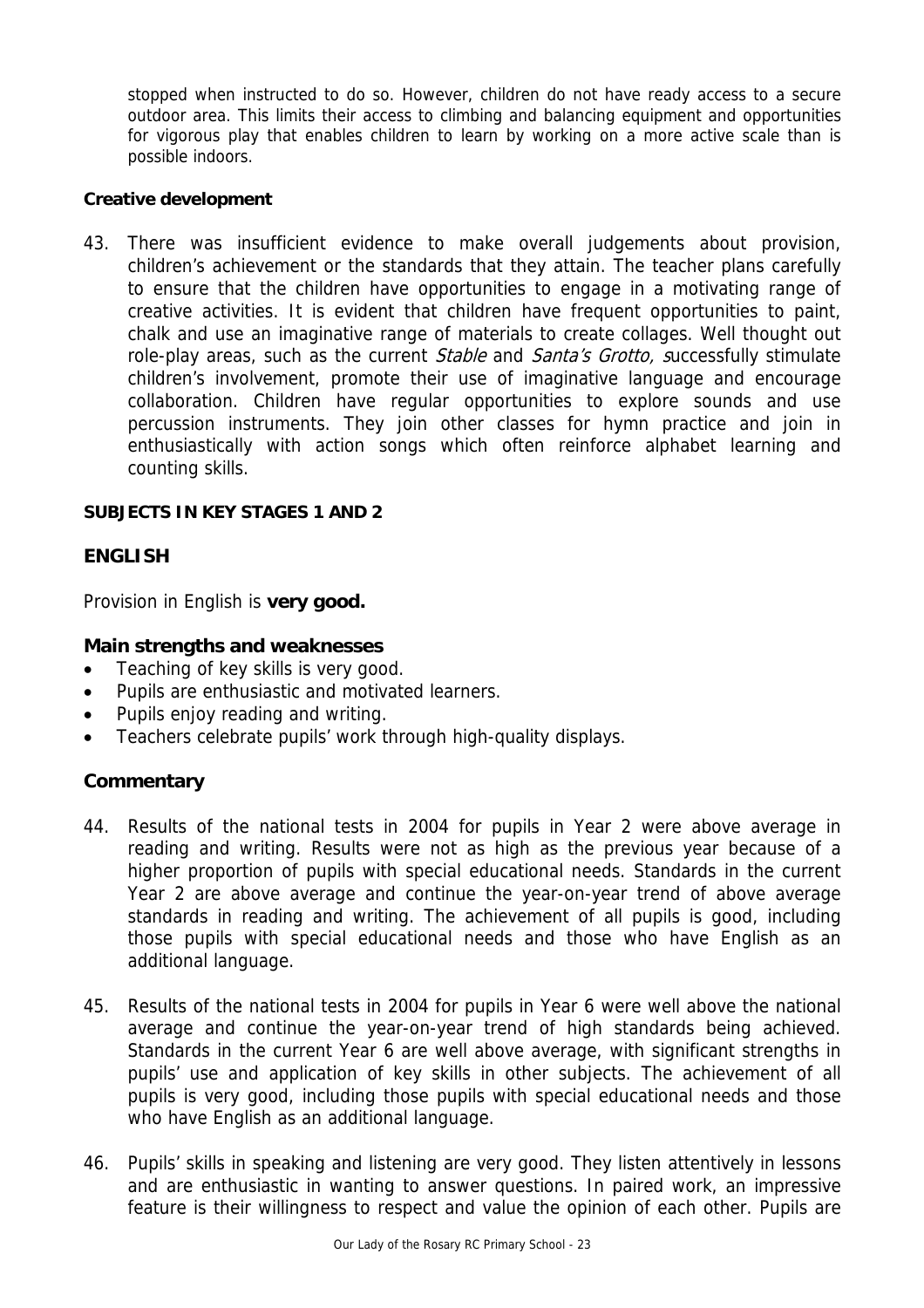stopped when instructed to do so. However, children do not have ready access to a secure outdoor area. This limits their access to climbing and balancing equipment and opportunities for vigorous play that enables children to learn by working on a more active scale than is possible indoors.

**Creative development**

43. There was insufficient evidence to make overall judgements about provision, children's achievement or the standards that they attain. The teacher plans carefully to ensure that the children have opportunities to engage in a motivating range of creative activities. It is evident that children have frequent opportunities to paint, chalk and use an imaginative range of materials to create collages. Well thought out role-play areas, such as the current *Stable* and *Santa's Grotto,* successfully stimulate children's involvement, promote their use of imaginative language and encourage collaboration. Children have regular opportunities to explore sounds and use percussion instruments. They join other classes for hymn practice and join in enthusiastically with action songs which often reinforce alphabet learning and counting skills.

**SUBJECTS IN KEY STAGES 1 AND 2**

## ENGLISH

Provision in English is **very good.**

### Main strengths and weaknesses

- Teaching of key skills is very good.
- Pupils are enthusiastic and motivated learners.
- Pupils enjoy reading and writing.
- Teachers celebrate pupils' work through high-quality displays.

### Commentary

44. Results of the national tests in 2004 for pupils in Year 2 were above average in reading and writing. Results were not as high as the previous year because of a higher proportion of pupils with special educational needs. Standards in the current Year 2 are above average and continue the year-on-year trend of above average standards in reading and writing. The achievement of all pupils is good, including those pupils with special educational needs and those who have English as an additional language.

45. Results of the national tests in 2004 for pupils in Year 6 were well above the national average and continue the year-on-year trend of high standards being achieved. Standards in the current Year 6 are well above average, with significant strengths in pupils' use and application of key skills in other subjects. The achievement of all pupils is very good, including those pupils with special educational needs and those who have English as an additional language.

46. Pupils' skills in speaking and listening are very good. They listen attentively in lessons and are enthusiastic in wanting to answer questions. In paired work, an impressive feature is their willingness to respect and value the opinion of each other. Pupils are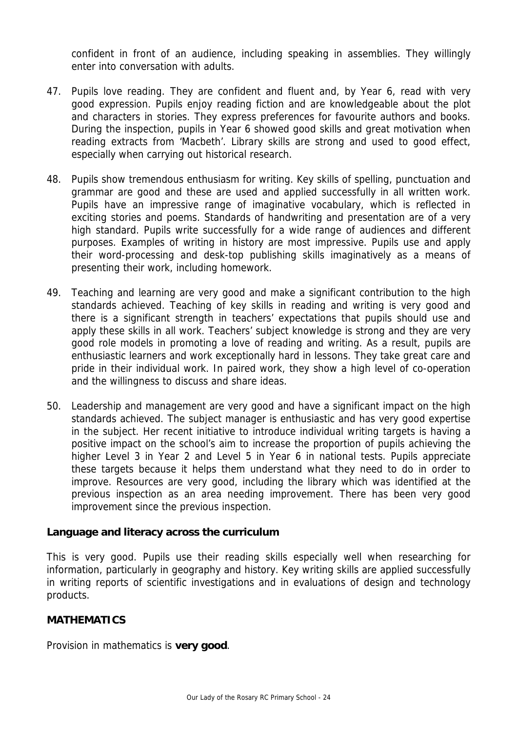confident in front of an audience, including speaking in assemblies. They willingly enter into conversation with adults.

47. Pupils love reading. They are confident and fluent and, by Year 6, read with very good expression. Pupils enjoy reading fiction and are knowledgeable about the plot and characters in stories. They express preferences for favourite authors and books. During the inspection, pupils in Year 6 showed good skills and great motivation when reading extracts from 'Macbeth'. Library skills are strong and used to good effect, especially when carrying out historical research.

48. Pupils show tremendous enthusiasm for writing. Key skills of spelling, punctuation and grammar are good and these are used and applied successfully in all written work. Pupils have an impressive range of imaginative vocabulary, which is reflected in exciting stories and poems. Standards of handwriting and presentation are of a very high standard. Pupils write successfully for a wide range of audiences and different purposes. Examples of writing in history are most impressive. Pupils use and apply their word-processing and desk-top publishing skills imaginatively as a means of presenting their work, including homework.

49. Teaching and learning are very good and make a significant contribution to the high standards achieved. Teaching of key skills in reading and writing is very good and there is a significant strength in teachers' expectations that pupils should use and apply these skills in all work. Teachers' subject knowledge is strong and they are very good role models in promoting a love of reading and writing. As a result, pupils are enthusiastic learners and work exceptionally hard in lessons. They take great care and pride in their individual work. In paired work, they show a high level of co-operation and the willingness to discuss and share ideas.

50. Leadership and management are very good and have a significant impact on the high standards achieved. The subject manager is enthusiastic and has very good expertise in the subject. Her recent initiative to introduce individual writing targets is having a positive impact on the school's aim to increase the proportion of pupils achieving the higher Level 3 in Year 2 and Level 5 in Year 6 in national tests. Pupils appreciate these targets because it helps them understand what they need to do in order to improve. Resources are very good, including the library which was identified at the previous inspection as an area needing improvement. There has been very good improvement since the previous inspection.

**Language and literacy across the curriculum**

This is very good. Pupils use their reading skills especially well when researching for information, particularly in geography and history. Key writing skills are applied successfully in writing reports of scientific investigations and in evaluations of design and technology products.

**MATHEMATICS**

Provision in mathematics is **very good**.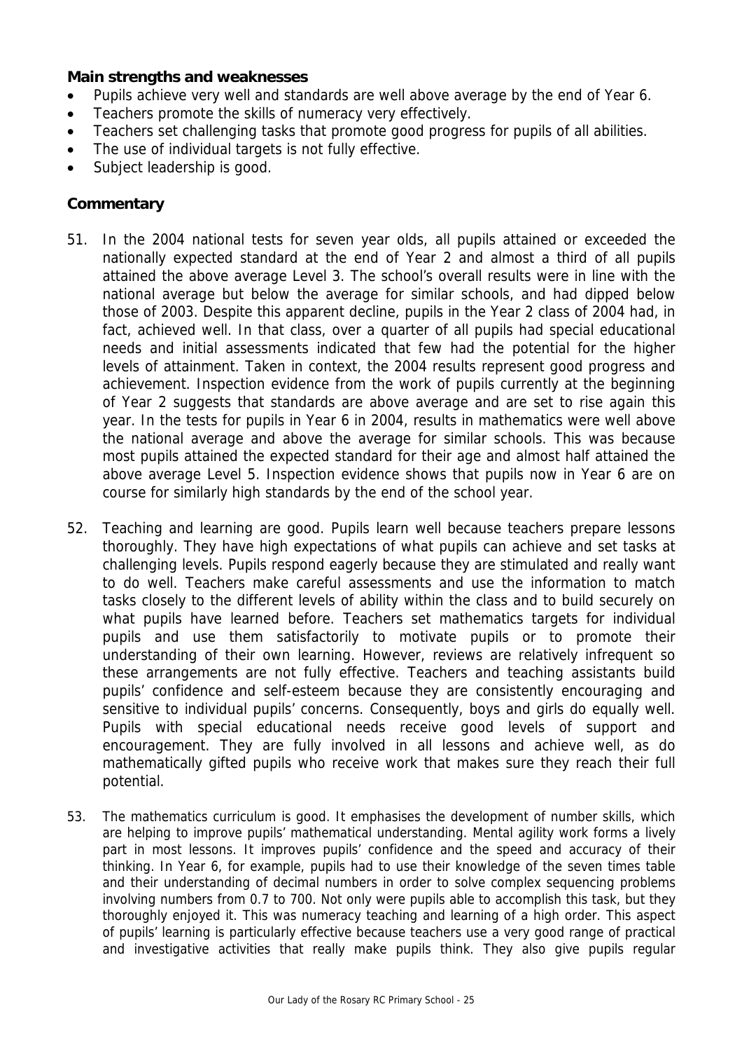**Main strengths and weaknesses**

- Pupils achieve very well and standards are well above average by the end of Year 6.
- Teachers promote the skills of numeracy very effectively.
- Teachers set challenging tasks that promote good progress for pupils of all abilities.
- The use of individual targets is not fully effective.
- Subject leadership is good.

**Commentary**

51. In the 2004 national tests for seven year olds, all pupils attained or exceeded the nationally expected standard at the end of Year 2 and almost a third of all pupils attained the above average Level 3. The school's overall results were in line with the national average but below the average for similar schools, and had dipped below those of 2003. Despite this apparent decline, pupils in the Year 2 class of 2004 had, in fact, achieved well. In that class, over a quarter of all pupils had special educational needs and initial assessments indicated that few had the potential for the higher levels of attainment. Taken in context, the 2004 results represent good progress and achievement. Inspection evidence from the work of pupils currently at the beginning of Year 2 suggests that standards are above average and are set to rise again this year. In the tests for pupils in Year 6 in 2004, results in mathematics were well above the national average and above the average for similar schools. This was because most pupils attained the expected standard for their age and almost half attained the above average Level 5. Inspection evidence shows that pupils now in Year 6 are on course for similarly high standards by the end of the school year.

52. Teaching and learning are good. Pupils learn well because teachers prepare lessons thoroughly. They have high expectations of what pupils can achieve and set tasks at challenging levels. Pupils respond eagerly because they are stimulated and really want to do well. Teachers make careful assessments and use the information to match tasks closely to the different levels of ability within the class and to build securely on what pupils have learned before. Teachers set mathematics targets for individual pupils and use them satisfactorily to motivate pupils or to promote their understanding of their own learning. However, reviews are relatively infrequent so these arrangements are not fully effective. Teachers and teaching assistants build pupils' confidence and self-esteem because they are consistently encouraging and sensitive to individual pupils' concerns. Consequently, boys and girls do equally well. Pupils with special educational needs receive good levels of support and encouragement. They are fully involved in all lessons and achieve well, as do mathematically gifted pupils who receive work that makes sure they reach their full potential.

53. The mathematics curriculum is good. It emphasises the development of number skills, which are helping to improve pupils' mathematical understanding. Mental agility work forms a lively part in most lessons. It improves pupils' confidence and the speed and accuracy of their thinking. In Year 6, for example, pupils had to use their knowledge of the seven times table and their understanding of decimal numbers in order to solve complex sequencing problems involving numbers from 0.7 to 700. Not only were pupils able to accomplish this task, but they thoroughly enjoyed it. This was numeracy teaching and learning of a high order. This aspect of pupils' learning is particularly effective because teachers use a very good range of practical and investigative activities that really make pupils think. They also give pupils regular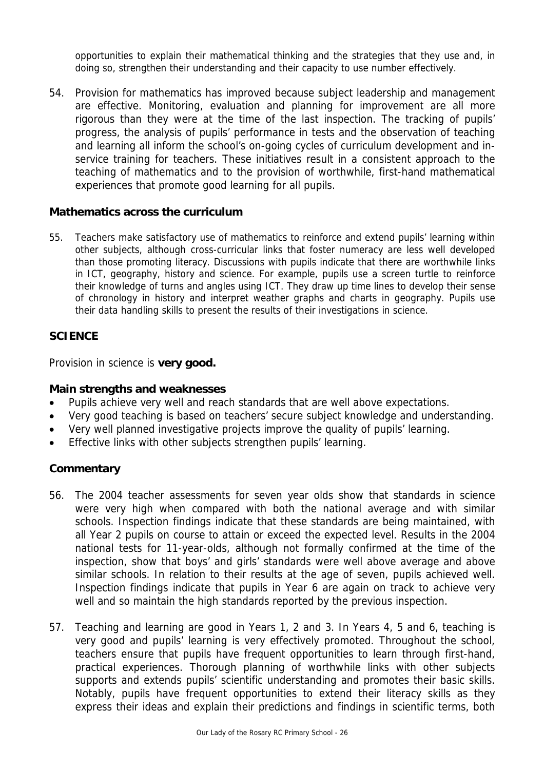opportunities to explain their mathematical thinking and the strategies that they use and, in doing so, strengthen their understanding and their capacity to use number effectively.

54. Provision for mathematics has improved because subject leadership and management are effective. Monitoring, evaluation and planning for improvement are all more rigorous than they were at the time of the last inspection. The tracking of pupils' progress, the analysis of pupils' performance in tests and the observation of teaching and learning all inform the school's on-going cycles of curriculum development and in-service training for teachers. These initiatives result in a consistent approach to the teaching of mathematics and to the provision of worthwhile, first-hand mathematical experiences that promote good learning for all pupils.

### Mathematics across the curriculum

55. Teachers make satisfactory use of mathematics to reinforce and extend pupils' learning within other subjects, although cross-curricular links that foster numeracy are less well developed than those promoting literacy. Discussions with pupils indicate that there are worthwhile links in ICT, geography, history and science. For example, pupils use a screen turtle to reinforce their knowledge of turns and angles using ICT. They draw up time lines to develop their sense of chronology in history and interpret weather graphs and charts in geography. Pupils use their data handling skills to present the results of their investigations in science.

## SCIENCE

Provision in science is **very good.**

### Main strengths and weaknesses

- Pupils achieve very well and reach standards that are well above expectations.
- Very good teaching is based on teachers' secure subject knowledge and understanding.
- Very well planned investigative projects improve the quality of pupils' learning.
- Effective links with other subjects strengthen pupils' learning.

### Commentary

56. The 2004 teacher assessments for seven year olds show that standards in science were very high when compared with both the national average and with similar schools. Inspection findings indicate that these standards are being maintained, with all Year 2 pupils on course to attain or exceed the expected level. Results in the 2004 national tests for 11-year-olds, although not formally confirmed at the time of the inspection, show that boys' and girls' standards were well above average and above similar schools. In relation to their results at the age of seven, pupils achieved well. Inspection findings indicate that pupils in Year 6 are again on track to achieve very well and so maintain the high standards reported by the previous inspection.

57. Teaching and learning are good in Years 1, 2 and 3. In Years 4, 5 and 6, teaching is very good and pupils' learning is very effectively promoted. Throughout the school, teachers ensure that pupils have frequent opportunities to learn through first-hand, practical experiences. Thorough planning of worthwhile links with other subjects supports and extends pupils' scientific understanding and promotes their basic skills. Notably, pupils have frequent opportunities to extend their literacy skills as they express their ideas and explain their predictions and findings in scientific terms, both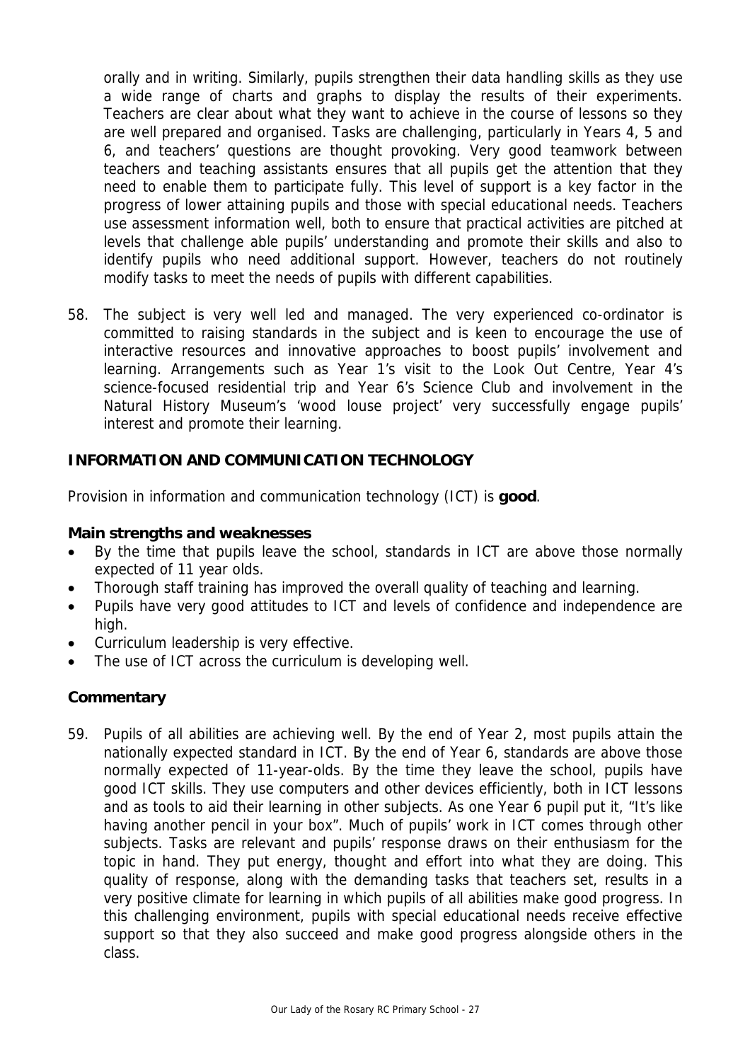orally and in writing. Similarly, pupils strengthen their data handling skills as they use a wide range of charts and graphs to display the results of their experiments. Teachers are clear about what they want to achieve in the course of lessons so they are well prepared and organised. Tasks are challenging, particularly in Years 4, 5 and 6, and teachers' questions are thought provoking. Very good teamwork between teachers and teaching assistants ensures that all pupils get the attention that they need to enable them to participate fully. This level of support is a key factor in the progress of lower attaining pupils and those with special educational needs. Teachers use assessment information well, both to ensure that practical activities are pitched at levels that challenge able pupils' understanding and promote their skills and also to identify pupils who need additional support. However, teachers do not routinely modify tasks to meet the needs of pupils with different capabilities.

58. The subject is very well led and managed. The very experienced co-ordinator is committed to raising standards in the subject and is keen to encourage the use of interactive resources and innovative approaches to boost pupils' involvement and learning. Arrangements such as Year 1's visit to the Look Out Centre, Year 4's science-focused residential trip and Year 6's Science Club and involvement in the Natural History Museum's 'wood louse project' very successfully engage pupils' interest and promote their learning.

## INFORMATION AND COMMUNICATION TECHNOLOGY

Provision in information and communication technology (ICT) is **good**.

### Main strengths and weaknesses

- By the time that pupils leave the school, standards in ICT are above those normally expected of 11 year olds.
- Thorough staff training has improved the overall quality of teaching and learning.
- Pupils have very good attitudes to ICT and levels of confidence and independence are high.
- Curriculum leadership is very effective.
- The use of ICT across the curriculum is developing well.

### Commentary

59. Pupils of all abilities are achieving well. By the end of Year 2, most pupils attain the nationally expected standard in ICT. By the end of Year 6, standards are above those normally expected of 11-year-olds. By the time they leave the school, pupils have good ICT skills. They use computers and other devices efficiently, both in ICT lessons and as tools to aid their learning in other subjects. As one Year 6 pupil put it, "It's like having another pencil in your box". Much of pupils' work in ICT comes through other subjects. Tasks are relevant and pupils' response draws on their enthusiasm for the topic in hand. They put energy, thought and effort into what they are doing. This quality of response, along with the demanding tasks that teachers set, results in a very positive climate for learning in which pupils of all abilities make good progress. In this challenging environment, pupils with special educational needs receive effective support so that they also succeed and make good progress alongside others in the class.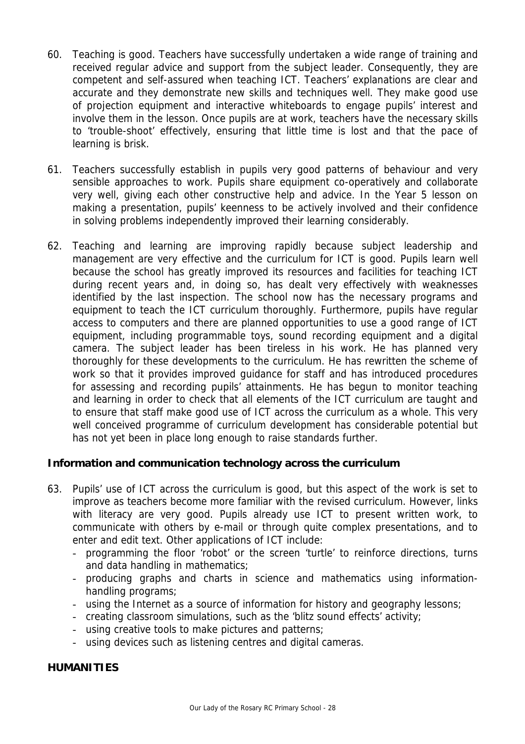60. Teaching is good. Teachers have successfully undertaken a wide range of training and received regular advice and support from the subject leader. Consequently, they are competent and self-assured when teaching ICT. Teachers' explanations are clear and accurate and they demonstrate new skills and techniques well. They make good use of projection equipment and interactive whiteboards to engage pupils' interest and involve them in the lesson. Once pupils are at work, teachers have the necessary skills to 'trouble-shoot' effectively, ensuring that little time is lost and that the pace of learning is brisk.

61. Teachers successfully establish in pupils very good patterns of behaviour and very sensible approaches to work. Pupils share equipment co-operatively and collaborate very well, giving each other constructive help and advice. In the Year 5 lesson on making a presentation, pupils' keenness to be actively involved and their confidence in solving problems independently improved their learning considerably.

62. Teaching and learning are improving rapidly because subject leadership and management are very effective and the curriculum for ICT is good. Pupils learn well because the school has greatly improved its resources and facilities for teaching ICT during recent years and, in doing so, has dealt very effectively with weaknesses identified by the last inspection. The school now has the necessary programs and equipment to teach the ICT curriculum thoroughly. Furthermore, pupils have regular access to computers and there are planned opportunities to use a good range of ICT equipment, including programmable toys, sound recording equipment and a digital camera. The subject leader has been tireless in his work. He has planned very thoroughly for these developments to the curriculum. He has rewritten the scheme of work so that it provides improved guidance for staff and has introduced procedures for assessing and recording pupils' attainments. He has begun to monitor teaching and learning in order to check that all elements of the ICT curriculum are taught and to ensure that staff make good use of ICT across the curriculum as a whole. This very well conceived programme of curriculum development has considerable potential but has not yet been in place long enough to raise standards further.

**Information and communication technology across the curriculum**

63. Pupils' use of ICT across the curriculum is good, but this aspect of the work is set to improve as teachers become more familiar with the revised curriculum. However, links with literacy are very good. Pupils already use ICT to present written work, to communicate with others by e-mail or through quite complex presentations, and to enter and edit text. Other applications of ICT include:
    - programming the floor 'robot' or the screen 'turtle' to reinforce directions, turns and data handling in mathematics;
    - producing graphs and charts in science and mathematics using information-handling programs;
    - using the Internet as a source of information for history and geography lessons;
    - creating classroom simulations, such as the 'blitz sound effects' activity;
    - using creative tools to make pictures and patterns;
    - using devices such as listening centres and digital cameras.

## HUMANITIES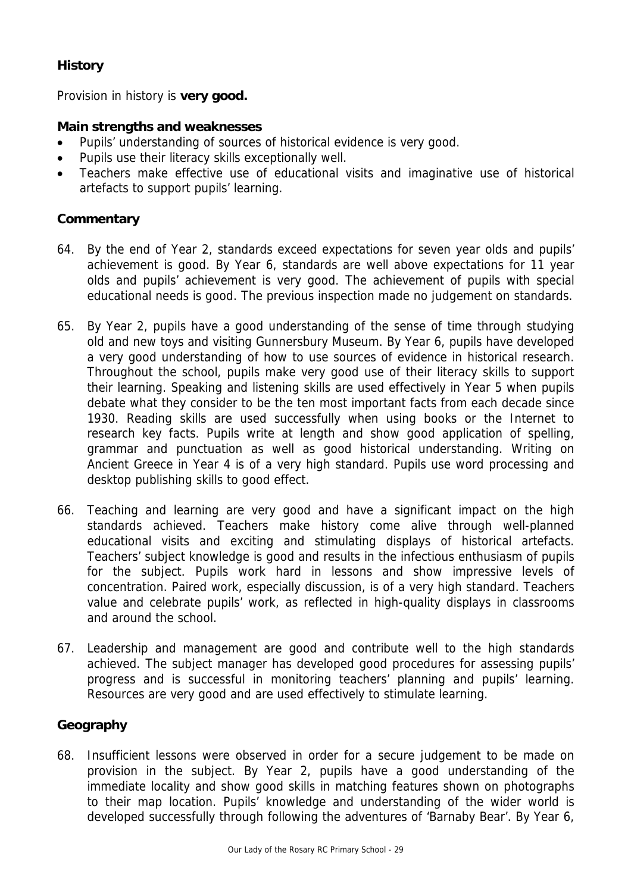### History

Provision in history is **very good.**

#### Main strengths and weaknesses

- Pupils' understanding of sources of historical evidence is very good.
- Pupils use their literacy skills exceptionally well.
- Teachers make effective use of educational visits and imaginative use of historical artefacts to support pupils' learning.

#### Commentary

64. By the end of Year 2, standards exceed expectations for seven year olds and pupils' achievement is good. By Year 6, standards are well above expectations for 11 year olds and pupils' achievement is very good. The achievement of pupils with special educational needs is good. The previous inspection made no judgement on standards.

65. By Year 2, pupils have a good understanding of the sense of time through studying old and new toys and visiting Gunnersbury Museum. By Year 6, pupils have developed a very good understanding of how to use sources of evidence in historical research. Throughout the school, pupils make very good use of their literacy skills to support their learning. Speaking and listening skills are used effectively in Year 5 when pupils debate what they consider to be the ten most important facts from each decade since 1930. Reading skills are used successfully when using books or the Internet to research key facts. Pupils write at length and show good application of spelling, grammar and punctuation as well as good historical understanding. Writing on Ancient Greece in Year 4 is of a very high standard. Pupils use word processing and desktop publishing skills to good effect.

66. Teaching and learning are very good and have a significant impact on the high standards achieved. Teachers make history come alive through well-planned educational visits and exciting and stimulating displays of historical artefacts. Teachers' subject knowledge is good and results in the infectious enthusiasm of pupils for the subject. Pupils work hard in lessons and show impressive levels of concentration. Paired work, especially discussion, is of a very high standard. Teachers value and celebrate pupils' work, as reflected in high-quality displays in classrooms and around the school.

67. Leadership and management are good and contribute well to the high standards achieved. The subject manager has developed good procedures for assessing pupils' progress and is successful in monitoring teachers' planning and pupils' learning. Resources are very good and are used effectively to stimulate learning.

### Geography

68. Insufficient lessons were observed in order for a secure judgement to be made on provision in the subject. By Year 2, pupils have a good understanding of the immediate locality and show good skills in matching features shown on photographs to their map location. Pupils' knowledge and understanding of the wider world is developed successfully through following the adventures of 'Barnaby Bear'. By Year 6,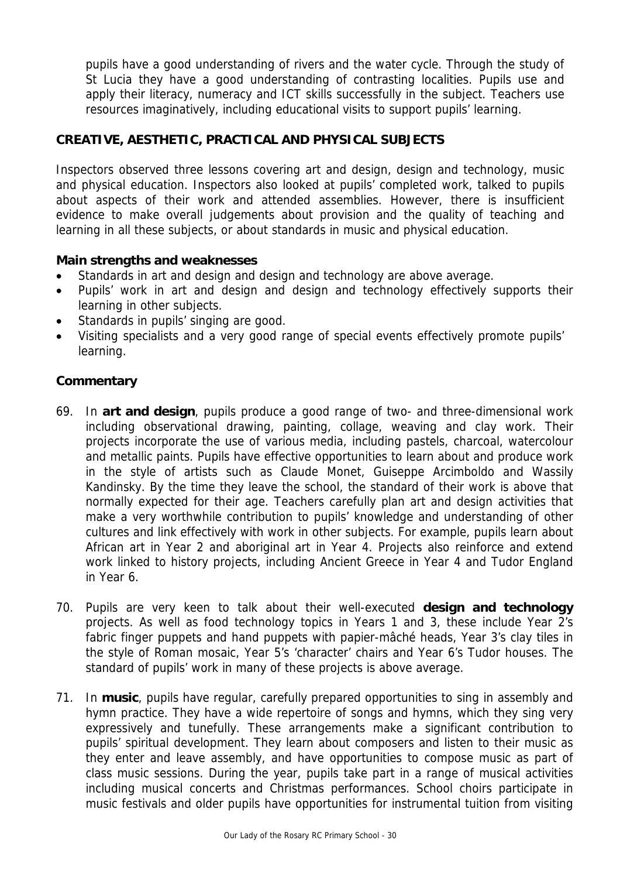pupils have a good understanding of rivers and the water cycle. Through the study of St Lucia they have a good understanding of contrasting localities. Pupils use and apply their literacy, numeracy and ICT skills successfully in the subject. Teachers use resources imaginatively, including educational visits to support pupils' learning.

## CREATIVE, AESTHETIC, PRACTICAL AND PHYSICAL SUBJECTS

Inspectors observed three lessons covering art and design, design and technology, music and physical education. Inspectors also looked at pupils' completed work, talked to pupils about aspects of their work and attended assemblies. However, there is insufficient evidence to make overall judgements about provision and the quality of teaching and learning in all these subjects, or about standards in music and physical education.

### Main strengths and weaknesses

- Standards in art and design and design and technology are above average.
- Pupils' work in art and design and design and technology effectively supports their learning in other subjects.
- Standards in pupils' singing are good.
- Visiting specialists and a very good range of special events effectively promote pupils' learning.

### Commentary

69. In **art and design**, pupils produce a good range of two- and three-dimensional work including observational drawing, painting, collage, weaving and clay work. Their projects incorporate the use of various media, including pastels, charcoal, watercolour and metallic paints. Pupils have effective opportunities to learn about and produce work in the style of artists such as Claude Monet, Guiseppe Arcimboldo and Wassily Kandinsky. By the time they leave the school, the standard of their work is above that normally expected for their age. Teachers carefully plan art and design activities that make a very worthwhile contribution to pupils' knowledge and understanding of other cultures and link effectively with work in other subjects. For example, pupils learn about African art in Year 2 and aboriginal art in Year 4. Projects also reinforce and extend work linked to history projects, including Ancient Greece in Year 4 and Tudor England in Year 6.

70. Pupils are very keen to talk about their well-executed **design and technology** projects. As well as food technology topics in Years 1 and 3, these include Year 2's fabric finger puppets and hand puppets with papier-mâché heads, Year 3's clay tiles in the style of Roman mosaic, Year 5's 'character' chairs and Year 6's Tudor houses. The standard of pupils' work in many of these projects is above average.

71. In **music**, pupils have regular, carefully prepared opportunities to sing in assembly and hymn practice. They have a wide repertoire of songs and hymns, which they sing very expressively and tunefully. These arrangements make a significant contribution to pupils' spiritual development. They learn about composers and listen to their music as they enter and leave assembly, and have opportunities to compose music as part of class music sessions. During the year, pupils take part in a range of musical activities including musical concerts and Christmas performances. School choirs participate in music festivals and older pupils have opportunities for instrumental tuition from visiting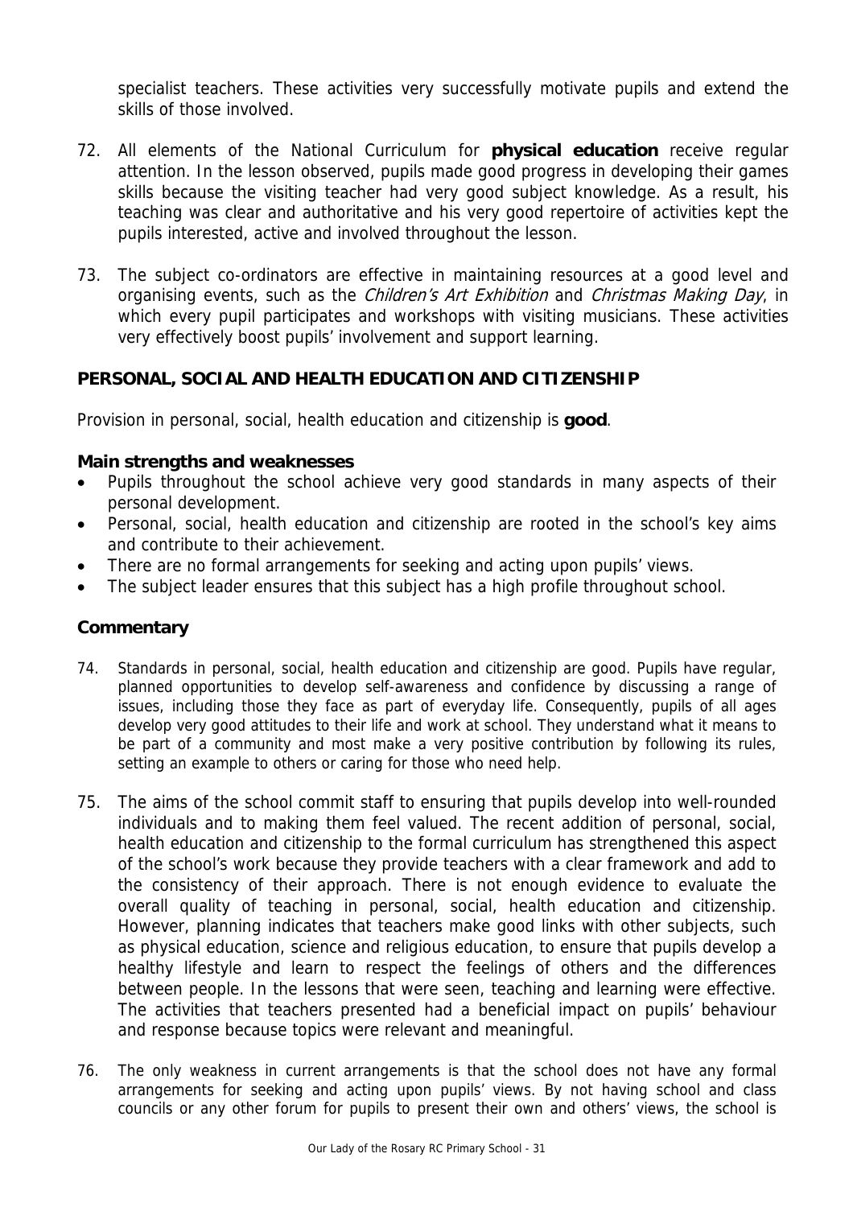specialist teachers. These activities very successfully motivate pupils and extend the skills of those involved.

72. All elements of the National Curriculum for **physical education** receive regular attention. In the lesson observed, pupils made good progress in developing their games skills because the visiting teacher had very good subject knowledge. As a result, his teaching was clear and authoritative and his very good repertoire of activities kept the pupils interested, active and involved throughout the lesson.

73. The subject co-ordinators are effective in maintaining resources at a good level and organising events, such as the *Children's Art Exhibition* and *Christmas Making Day*, in which every pupil participates and workshops with visiting musicians. These activities very effectively boost pupils' involvement and support learning.

## PERSONAL, SOCIAL AND HEALTH EDUCATION AND CITIZENSHIP

Provision in personal, social, health education and citizenship is **good**.

### Main strengths and weaknesses

- Pupils throughout the school achieve very good standards in many aspects of their personal development.
- Personal, social, health education and citizenship are rooted in the school's key aims and contribute to their achievement.
- There are no formal arrangements for seeking and acting upon pupils' views.
- The subject leader ensures that this subject has a high profile throughout school.

### Commentary

74. Standards in personal, social, health education and citizenship are good. Pupils have regular, planned opportunities to develop self-awareness and confidence by discussing a range of issues, including those they face as part of everyday life. Consequently, pupils of all ages develop very good attitudes to their life and work at school. They understand what it means to be part of a community and most make a very positive contribution by following its rules, setting an example to others or caring for those who need help.

75. The aims of the school commit staff to ensuring that pupils develop into well-rounded individuals and to making them feel valued. The recent addition of personal, social, health education and citizenship to the formal curriculum has strengthened this aspect of the school's work because they provide teachers with a clear framework and add to the consistency of their approach. There is not enough evidence to evaluate the overall quality of teaching in personal, social, health education and citizenship. However, planning indicates that teachers make good links with other subjects, such as physical education, science and religious education, to ensure that pupils develop a healthy lifestyle and learn to respect the feelings of others and the differences between people. In the lessons that were seen, teaching and learning were effective. The activities that teachers presented had a beneficial impact on pupils' behaviour and response because topics were relevant and meaningful.

76. The only weakness in current arrangements is that the school does not have any formal arrangements for seeking and acting upon pupils' views. By not having school and class councils or any other forum for pupils to present their own and others' views, the school is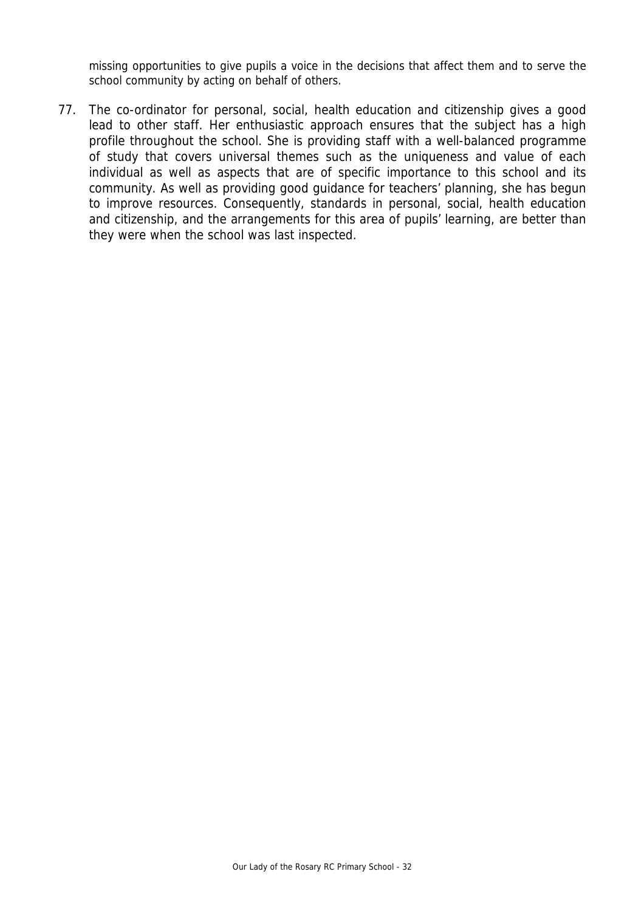missing opportunities to give pupils a voice in the decisions that affect them and to serve the school community by acting on behalf of others.

77. The co-ordinator for personal, social, health education and citizenship gives a good lead to other staff. Her enthusiastic approach ensures that the subject has a high profile throughout the school. She is providing staff with a well-balanced programme of study that covers universal themes such as the uniqueness and value of each individual as well as aspects that are of specific importance to this school and its community. As well as providing good guidance for teachers' planning, she has begun to improve resources. Consequently, standards in personal, social, health education and citizenship, and the arrangements for this area of pupils' learning, are better than they were when the school was last inspected.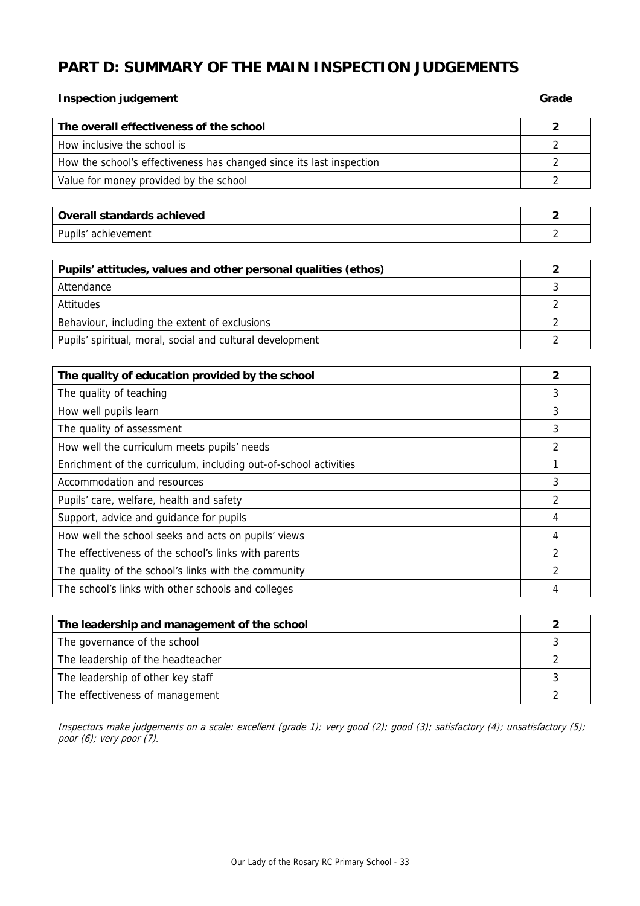# PART D: SUMMARY OF THE MAIN INSPECTION JUDGEMENTS

| Inspection judgement | Grade |
|---|---|
| **The overall effectiveness of the school** | **2** |
| How inclusive the school is | 2 |
| How the school's effectiveness has changed since its last inspection | 2 |
| Value for money provided by the school | 2 |

| | |
|---|---|
| **Overall standards achieved** | **2** |
| Pupils' achievement | 2 |

| | |
|---|---|
| **Pupils' attitudes, values and other personal qualities (ethos)** | **2** |
| Attendance | 3 |
| Attitudes | 2 |
| Behaviour, including the extent of exclusions | 2 |
| Pupils' spiritual, moral, social and cultural development | 2 |

| | |
|---|---|
| **The quality of education provided by the school** | **2** |
| The quality of teaching | 3 |
| How well pupils learn | 3 |
| The quality of assessment | 3 |
| How well the curriculum meets pupils' needs | 2 |
| Enrichment of the curriculum, including out-of-school activities | 1 |
| Accommodation and resources | 3 |
| Pupils' care, welfare, health and safety | 2 |
| Support, advice and guidance for pupils | 4 |
| How well the school seeks and acts on pupils' views | 4 |
| The effectiveness of the school's links with parents | 2 |
| The quality of the school's links with the community | 2 |
| The school's links with other schools and colleges | 4 |

| | |
|---|---|
| **The leadership and management of the school** | **2** |
| The governance of the school | 3 |
| The leadership of the headteacher | 2 |
| The leadership of other key staff | 3 |
| The effectiveness of management | 2 |

*Inspectors make judgements on a scale: excellent (grade 1); very good (2); good (3); satisfactory (4); unsatisfactory (5); poor (6); very poor (7).*